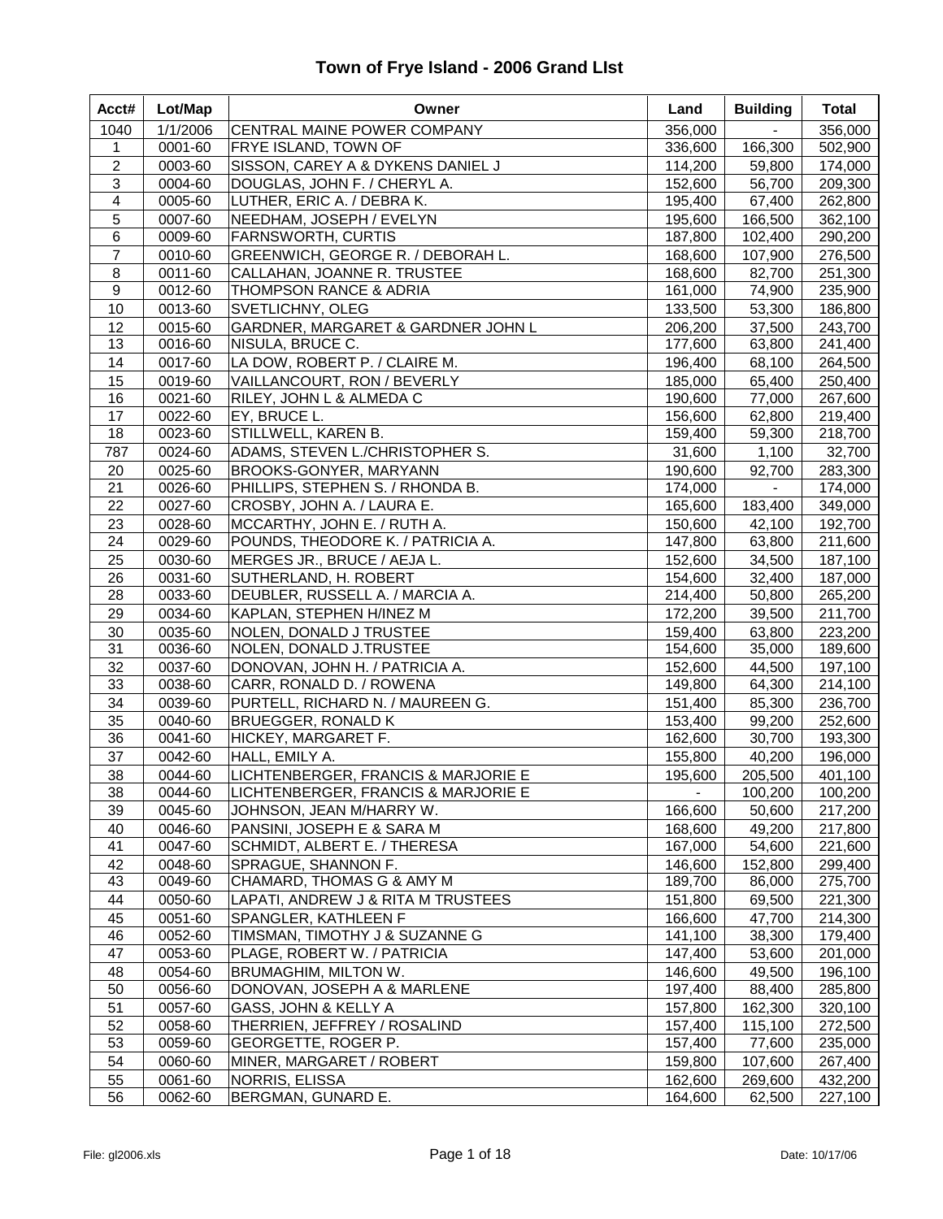# Town of Frye Island - 2006 Grand LIst

| Acct# | Lot/Map | Owner | Land | Building | Total |
|---|---|---|---|---|---|
| 1040 | 1/1/2006 | CENTRAL MAINE POWER COMPANY | 356,000 | - | 356,000 |
| 1 | 0001-60 | FRYE ISLAND, TOWN OF | 336,600 | 166,300 | 502,900 |
| 2 | 0003-60 | SISSON, CAREY A & DYKENS DANIEL J | 114,200 | 59,800 | 174,000 |
| 3 | 0004-60 | DOUGLAS, JOHN F. / CHERYL A. | 152,600 | 56,700 | 209,300 |
| 4 | 0005-60 | LUTHER, ERIC A. / DEBRA K. | 195,400 | 67,400 | 262,800 |
| 5 | 0007-60 | NEEDHAM, JOSEPH / EVELYN | 195,600 | 166,500 | 362,100 |
| 6 | 0009-60 | FARNSWORTH, CURTIS | 187,800 | 102,400 | 290,200 |
| 7 | 0010-60 | GREENWICH, GEORGE R. / DEBORAH L. | 168,600 | 107,900 | 276,500 |
| 8 | 0011-60 | CALLAHAN, JOANNE R. TRUSTEE | 168,600 | 82,700 | 251,300 |
| 9 | 0012-60 | THOMPSON RANCE & ADRIA | 161,000 | 74,900 | 235,900 |
| 10 | 0013-60 | SVETLICHNY, OLEG | 133,500 | 53,300 | 186,800 |
| 12 | 0015-60 | GARDNER, MARGARET & GARDNER JOHN L | 206,200 | 37,500 | 243,700 |
| 13 | 0016-60 | NISULA, BRUCE C. | 177,600 | 63,800 | 241,400 |
| 14 | 0017-60 | LA DOW, ROBERT P. / CLAIRE M. | 196,400 | 68,100 | 264,500 |
| 15 | 0019-60 | VAILLANCOURT, RON / BEVERLY | 185,000 | 65,400 | 250,400 |
| 16 | 0021-60 | RILEY, JOHN L & ALMEDA C | 190,600 | 77,000 | 267,600 |
| 17 | 0022-60 | EY, BRUCE L. | 156,600 | 62,800 | 219,400 |
| 18 | 0023-60 | STILLWELL, KAREN B. | 159,400 | 59,300 | 218,700 |
| 787 | 0024-60 | ADAMS, STEVEN L./CHRISTOPHER S. | 31,600 | 1,100 | 32,700 |
| 20 | 0025-60 | BROOKS-GONYER, MARYANN | 190,600 | 92,700 | 283,300 |
| 21 | 0026-60 | PHILLIPS, STEPHEN S. / RHONDA B. | 174,000 | - | 174,000 |
| 22 | 0027-60 | CROSBY, JOHN A. / LAURA E. | 165,600 | 183,400 | 349,000 |
| 23 | 0028-60 | MCCARTHY, JOHN E. / RUTH A. | 150,600 | 42,100 | 192,700 |
| 24 | 0029-60 | POUNDS, THEODORE K. / PATRICIA A. | 147,800 | 63,800 | 211,600 |
| 25 | 0030-60 | MERGES JR., BRUCE / AEJA L. | 152,600 | 34,500 | 187,100 |
| 26 | 0031-60 | SUTHERLAND, H. ROBERT | 154,600 | 32,400 | 187,000 |
| 28 | 0033-60 | DEUBLER, RUSSELL A. / MARCIA A. | 214,400 | 50,800 | 265,200 |
| 29 | 0034-60 | KAPLAN, STEPHEN H/INEZ M | 172,200 | 39,500 | 211,700 |
| 30 | 0035-60 | NOLEN, DONALD J TRUSTEE | 159,400 | 63,800 | 223,200 |
| 31 | 0036-60 | NOLEN, DONALD J.TRUSTEE | 154,600 | 35,000 | 189,600 |
| 32 | 0037-60 | DONOVAN, JOHN H. / PATRICIA A. | 152,600 | 44,500 | 197,100 |
| 33 | 0038-60 | CARR, RONALD D. / ROWENA | 149,800 | 64,300 | 214,100 |
| 34 | 0039-60 | PURTELL, RICHARD N. / MAUREEN G. | 151,400 | 85,300 | 236,700 |
| 35 | 0040-60 | BRUEGGER, RONALD K | 153,400 | 99,200 | 252,600 |
| 36 | 0041-60 | HICKEY, MARGARET F. | 162,600 | 30,700 | 193,300 |
| 37 | 0042-60 | HALL, EMILY A. | 155,800 | 40,200 | 196,000 |
| 38 | 0044-60 | LICHTENBERGER, FRANCIS & MARJORIE E | 195,600 | 205,500 | 401,100 |
| 38 | 0044-60 | LICHTENBERGER, FRANCIS & MARJORIE E | - | 100,200 | 100,200 |
| 39 | 0045-60 | JOHNSON, JEAN M/HARRY W. | 166,600 | 50,600 | 217,200 |
| 40 | 0046-60 | PANSINI, JOSEPH E & SARA M | 168,600 | 49,200 | 217,800 |
| 41 | 0047-60 | SCHMIDT, ALBERT E. / THERESA | 167,000 | 54,600 | 221,600 |
| 42 | 0048-60 | SPRAGUE, SHANNON F. | 146,600 | 152,800 | 299,400 |
| 43 | 0049-60 | CHAMARD, THOMAS G & AMY M | 189,700 | 86,000 | 275,700 |
| 44 | 0050-60 | LAPATI, ANDREW J & RITA M TRUSTEES | 151,800 | 69,500 | 221,300 |
| 45 | 0051-60 | SPANGLER, KATHLEEN F | 166,600 | 47,700 | 214,300 |
| 46 | 0052-60 | TIMSMAN, TIMOTHY J & SUZANNE G | 141,100 | 38,300 | 179,400 |
| 47 | 0053-60 | PLAGE, ROBERT W. / PATRICIA | 147,400 | 53,600 | 201,000 |
| 48 | 0054-60 | BRUMAGHIM, MILTON W. | 146,600 | 49,500 | 196,100 |
| 50 | 0056-60 | DONOVAN, JOSEPH A & MARLENE | 197,400 | 88,400 | 285,800 |
| 51 | 0057-60 | GASS, JOHN & KELLY A | 157,800 | 162,300 | 320,100 |
| 52 | 0058-60 | THERRIEN, JEFFREY / ROSALIND | 157,400 | 115,100 | 272,500 |
| 53 | 0059-60 | GEORGETTE, ROGER P. | 157,400 | 77,600 | 235,000 |
| 54 | 0060-60 | MINER, MARGARET / ROBERT | 159,800 | 107,600 | 267,400 |
| 55 | 0061-60 | NORRIS, ELISSA | 162,600 | 269,600 | 432,200 |
| 56 | 0062-60 | BERGMAN, GUNARD E. | 164,600 | 62,500 | 227,100 |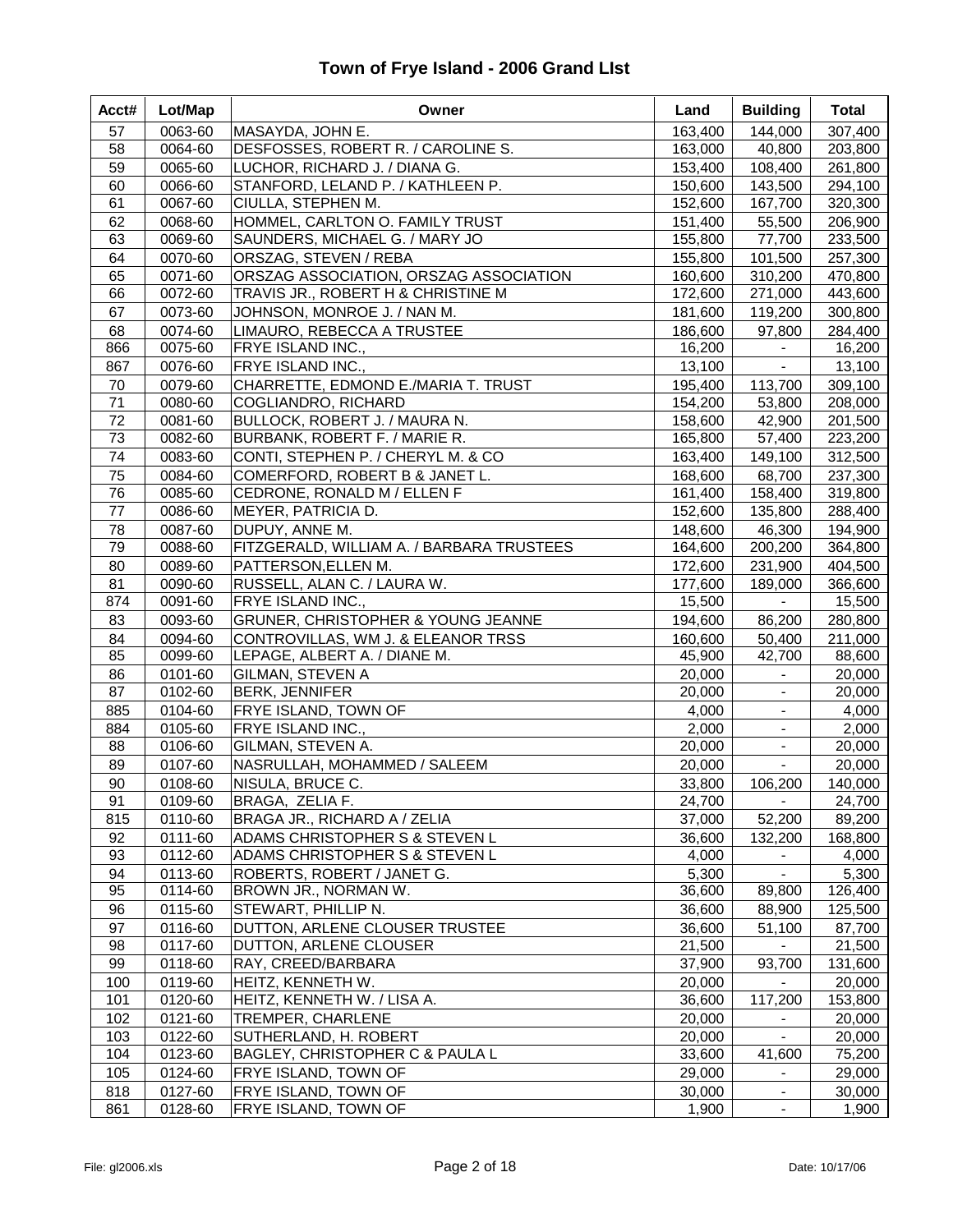# Town of Frye Island - 2006 Grand LIst

| Acct# | Lot/Map | Owner | Land | Building | Total |
|---|---|---|---|---|---|
| 57 | 0063-60 | MASAYDA, JOHN E. | 163,400 | 144,000 | 307,400 |
| 58 | 0064-60 | DESFOSSES, ROBERT R. / CAROLINE S. | 163,000 | 40,800 | 203,800 |
| 59 | 0065-60 | LUCHOR, RICHARD J. / DIANA G. | 153,400 | 108,400 | 261,800 |
| 60 | 0066-60 | STANFORD, LELAND P. / KATHLEEN P. | 150,600 | 143,500 | 294,100 |
| 61 | 0067-60 | CIULLA, STEPHEN M. | 152,600 | 167,700 | 320,300 |
| 62 | 0068-60 | HOMMEL, CARLTON O. FAMILY TRUST | 151,400 | 55,500 | 206,900 |
| 63 | 0069-60 | SAUNDERS, MICHAEL G. / MARY JO | 155,800 | 77,700 | 233,500 |
| 64 | 0070-60 | ORSZAG, STEVEN / REBA | 155,800 | 101,500 | 257,300 |
| 65 | 0071-60 | ORSZAG ASSOCIATION, ORSZAG ASSOCIATION | 160,600 | 310,200 | 470,800 |
| 66 | 0072-60 | TRAVIS JR., ROBERT H & CHRISTINE M | 172,600 | 271,000 | 443,600 |
| 67 | 0073-60 | JOHNSON, MONROE J. / NAN M. | 181,600 | 119,200 | 300,800 |
| 68 | 0074-60 | LIMAURO, REBECCA A TRUSTEE | 186,600 | 97,800 | 284,400 |
| 866 | 0075-60 | FRYE ISLAND INC., | 16,200 | - | 16,200 |
| 867 | 0076-60 | FRYE ISLAND INC., | 13,100 | - | 13,100 |
| 70 | 0079-60 | CHARRETTE, EDMOND E./MARIA T. TRUST | 195,400 | 113,700 | 309,100 |
| 71 | 0080-60 | COGLIANDRO, RICHARD | 154,200 | 53,800 | 208,000 |
| 72 | 0081-60 | BULLOCK, ROBERT J. / MAURA N. | 158,600 | 42,900 | 201,500 |
| 73 | 0082-60 | BURBANK, ROBERT F. / MARIE R. | 165,800 | 57,400 | 223,200 |
| 74 | 0083-60 | CONTI, STEPHEN P. / CHERYL M. & CO | 163,400 | 149,100 | 312,500 |
| 75 | 0084-60 | COMERFORD, ROBERT B & JANET L. | 168,600 | 68,700 | 237,300 |
| 76 | 0085-60 | CEDRONE, RONALD M / ELLEN F | 161,400 | 158,400 | 319,800 |
| 77 | 0086-60 | MEYER, PATRICIA D. | 152,600 | 135,800 | 288,400 |
| 78 | 0087-60 | DUPUY, ANNE M. | 148,600 | 46,300 | 194,900 |
| 79 | 0088-60 | FITZGERALD, WILLIAM A. / BARBARA TRUSTEES | 164,600 | 200,200 | 364,800 |
| 80 | 0089-60 | PATTERSON,ELLEN M. | 172,600 | 231,900 | 404,500 |
| 81 | 0090-60 | RUSSELL, ALAN C. / LAURA W. | 177,600 | 189,000 | 366,600 |
| 874 | 0091-60 | FRYE ISLAND INC., | 15,500 | - | 15,500 |
| 83 | 0093-60 | GRUNER, CHRISTOPHER & YOUNG JEANNE | 194,600 | 86,200 | 280,800 |
| 84 | 0094-60 | CONTROVILLAS, WM J. & ELEANOR TRSS | 160,600 | 50,400 | 211,000 |
| 85 | 0099-60 | LEPAGE, ALBERT A. / DIANE M. | 45,900 | 42,700 | 88,600 |
| 86 | 0101-60 | GILMAN, STEVEN A | 20,000 | - | 20,000 |
| 87 | 0102-60 | BERK, JENNIFER | 20,000 | - | 20,000 |
| 885 | 0104-60 | FRYE ISLAND, TOWN OF | 4,000 | - | 4,000 |
| 884 | 0105-60 | FRYE ISLAND INC., | 2,000 | - | 2,000 |
| 88 | 0106-60 | GILMAN, STEVEN A. | 20,000 | - | 20,000 |
| 89 | 0107-60 | NASRULLAH, MOHAMMED / SALEEM | 20,000 | - | 20,000 |
| 90 | 0108-60 | NISULA, BRUCE C. | 33,800 | 106,200 | 140,000 |
| 91 | 0109-60 | BRAGA, ZELIA F. | 24,700 | - | 24,700 |
| 815 | 0110-60 | BRAGA JR., RICHARD A / ZELIA | 37,000 | 52,200 | 89,200 |
| 92 | 0111-60 | ADAMS CHRISTOPHER S & STEVEN L | 36,600 | 132,200 | 168,800 |
| 93 | 0112-60 | ADAMS CHRISTOPHER S & STEVEN L | 4,000 | - | 4,000 |
| 94 | 0113-60 | ROBERTS, ROBERT / JANET G. | 5,300 | - | 5,300 |
| 95 | 0114-60 | BROWN JR., NORMAN W. | 36,600 | 89,800 | 126,400 |
| 96 | 0115-60 | STEWART, PHILLIP N. | 36,600 | 88,900 | 125,500 |
| 97 | 0116-60 | DUTTON, ARLENE CLOUSER TRUSTEE | 36,600 | 51,100 | 87,700 |
| 98 | 0117-60 | DUTTON, ARLENE CLOUSER | 21,500 | - | 21,500 |
| 99 | 0118-60 | RAY, CREED/BARBARA | 37,900 | 93,700 | 131,600 |
| 100 | 0119-60 | HEITZ, KENNETH W. | 20,000 | - | 20,000 |
| 101 | 0120-60 | HEITZ, KENNETH W. / LISA A. | 36,600 | 117,200 | 153,800 |
| 102 | 0121-60 | TREMPER, CHARLENE | 20,000 | - | 20,000 |
| 103 | 0122-60 | SUTHERLAND, H. ROBERT | 20,000 | - | 20,000 |
| 104 | 0123-60 | BAGLEY, CHRISTOPHER C & PAULA L | 33,600 | 41,600 | 75,200 |
| 105 | 0124-60 | FRYE ISLAND, TOWN OF | 29,000 | - | 29,000 |
| 818 | 0127-60 | FRYE ISLAND, TOWN OF | 30,000 | - | 30,000 |
| 861 | 0128-60 | FRYE ISLAND, TOWN OF | 1,900 | - | 1,900 |

File: gl2006.xls Date: 10/17/06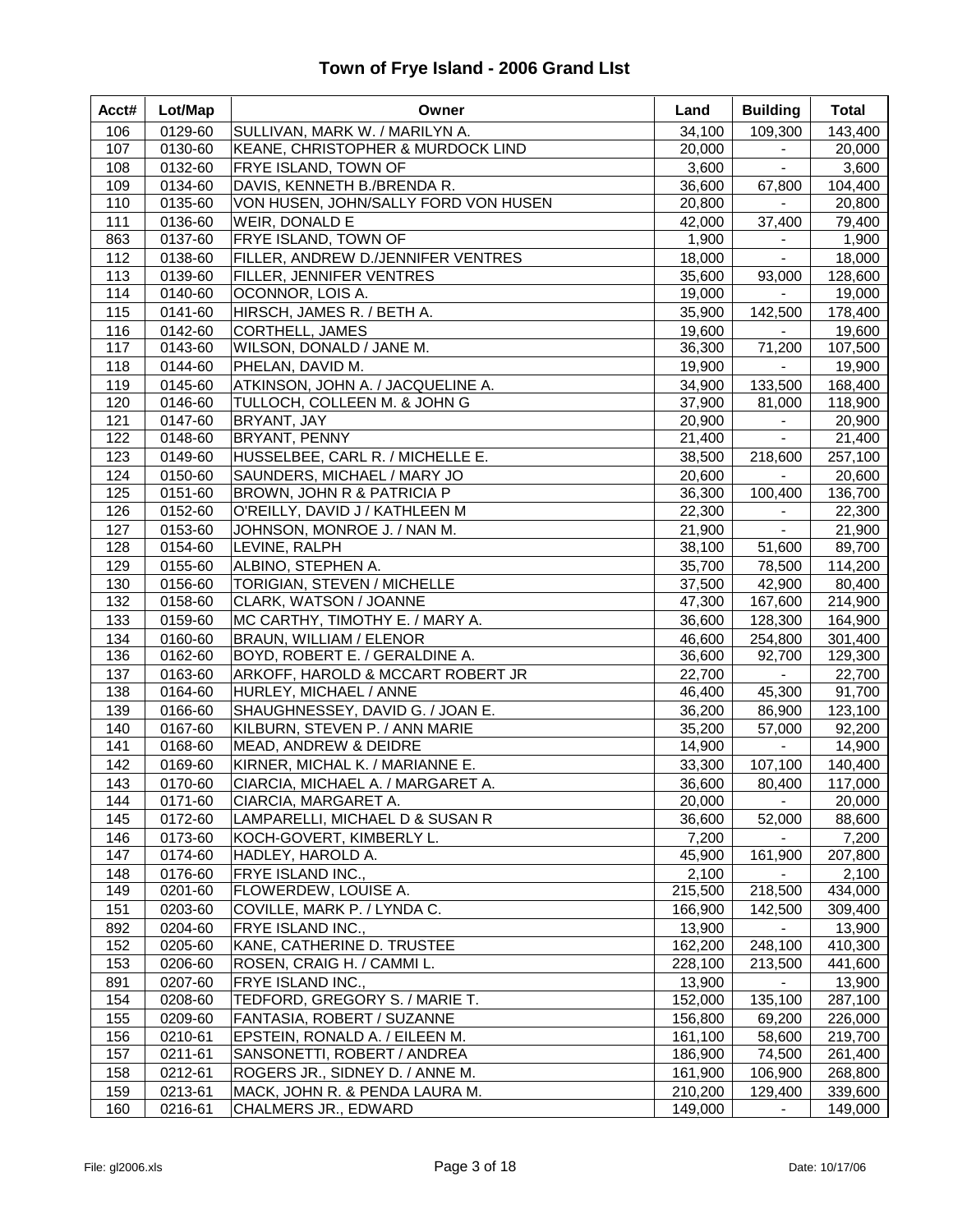# Town of Frye Island - 2006 Grand LIst

| Acct# | Lot/Map | Owner | Land | Building | Total |
|---|---|---|---|---|---|
| 106 | 0129-60 | SULLIVAN, MARK W. / MARILYN A. | 34,100 | 109,300 | 143,400 |
| 107 | 0130-60 | KEANE, CHRISTOPHER & MURDOCK LIND | 20,000 | - | 20,000 |
| 108 | 0132-60 | FRYE ISLAND, TOWN OF | 3,600 | - | 3,600 |
| 109 | 0134-60 | DAVIS, KENNETH B./BRENDA R. | 36,600 | 67,800 | 104,400 |
| 110 | 0135-60 | VON HUSEN, JOHN/SALLY FORD VON HUSEN | 20,800 | - | 20,800 |
| 111 | 0136-60 | WEIR, DONALD E | 42,000 | 37,400 | 79,400 |
| 863 | 0137-60 | FRYE ISLAND, TOWN OF | 1,900 | - | 1,900 |
| 112 | 0138-60 | FILLER, ANDREW D./JENNIFER VENTRES | 18,000 | - | 18,000 |
| 113 | 0139-60 | FILLER, JENNIFER VENTRES | 35,600 | 93,000 | 128,600 |
| 114 | 0140-60 | OCONNOR, LOIS A. | 19,000 | - | 19,000 |
| 115 | 0141-60 | HIRSCH, JAMES R. / BETH A. | 35,900 | 142,500 | 178,400 |
| 116 | 0142-60 | CORTHELL, JAMES | 19,600 | - | 19,600 |
| 117 | 0143-60 | WILSON, DONALD / JANE M. | 36,300 | 71,200 | 107,500 |
| 118 | 0144-60 | PHELAN, DAVID M. | 19,900 | - | 19,900 |
| 119 | 0145-60 | ATKINSON, JOHN A. / JACQUELINE A. | 34,900 | 133,500 | 168,400 |
| 120 | 0146-60 | TULLOCH, COLLEEN M. & JOHN G | 37,900 | 81,000 | 118,900 |
| 121 | 0147-60 | BRYANT, JAY | 20,900 | - | 20,900 |
| 122 | 0148-60 | BRYANT, PENNY | 21,400 | - | 21,400 |
| 123 | 0149-60 | HUSSELBEE, CARL R. / MICHELLE E. | 38,500 | 218,600 | 257,100 |
| 124 | 0150-60 | SAUNDERS, MICHAEL / MARY JO | 20,600 | - | 20,600 |
| 125 | 0151-60 | BROWN, JOHN R & PATRICIA P | 36,300 | 100,400 | 136,700 |
| 126 | 0152-60 | O'REILLY, DAVID J / KATHLEEN M | 22,300 | - | 22,300 |
| 127 | 0153-60 | JOHNSON, MONROE J. / NAN M. | 21,900 | - | 21,900 |
| 128 | 0154-60 | LEVINE, RALPH | 38,100 | 51,600 | 89,700 |
| 129 | 0155-60 | ALBINO, STEPHEN A. | 35,700 | 78,500 | 114,200 |
| 130 | 0156-60 | TORIGIAN, STEVEN / MICHELLE | 37,500 | 42,900 | 80,400 |
| 132 | 0158-60 | CLARK, WATSON / JOANNE | 47,300 | 167,600 | 214,900 |
| 133 | 0159-60 | MC CARTHY, TIMOTHY E. / MARY A. | 36,600 | 128,300 | 164,900 |
| 134 | 0160-60 | BRAUN, WILLIAM / ELENOR | 46,600 | 254,800 | 301,400 |
| 136 | 0162-60 | BOYD, ROBERT E. / GERALDINE A. | 36,600 | 92,700 | 129,300 |
| 137 | 0163-60 | ARKOFF, HAROLD & MCCART ROBERT JR | 22,700 | - | 22,700 |
| 138 | 0164-60 | HURLEY, MICHAEL / ANNE | 46,400 | 45,300 | 91,700 |
| 139 | 0166-60 | SHAUGHNESSEY, DAVID G. / JOAN E. | 36,200 | 86,900 | 123,100 |
| 140 | 0167-60 | KILBURN, STEVEN P. / ANN MARIE | 35,200 | 57,000 | 92,200 |
| 141 | 0168-60 | MEAD, ANDREW & DEIDRE | 14,900 | - | 14,900 |
| 142 | 0169-60 | KIRNER, MICHAL K. / MARIANNE E. | 33,300 | 107,100 | 140,400 |
| 143 | 0170-60 | CIARCIA, MICHAEL A. / MARGARET A. | 36,600 | 80,400 | 117,000 |
| 144 | 0171-60 | CIARCIA, MARGARET A. | 20,000 | - | 20,000 |
| 145 | 0172-60 | LAMPARELLI, MICHAEL D & SUSAN R | 36,600 | 52,000 | 88,600 |
| 146 | 0173-60 | KOCH-GOVERT, KIMBERLY L. | 7,200 | - | 7,200 |
| 147 | 0174-60 | HADLEY, HAROLD A. | 45,900 | 161,900 | 207,800 |
| 148 | 0176-60 | FRYE ISLAND INC., | 2,100 | - | 2,100 |
| 149 | 0201-60 | FLOWERDEW, LOUISE A. | 215,500 | 218,500 | 434,000 |
| 151 | 0203-60 | COVILLE, MARK P. / LYNDA C. | 166,900 | 142,500 | 309,400 |
| 892 | 0204-60 | FRYE ISLAND INC., | 13,900 | - | 13,900 |
| 152 | 0205-60 | KANE, CATHERINE D. TRUSTEE | 162,200 | 248,100 | 410,300 |
| 153 | 0206-60 | ROSEN, CRAIG H. / CAMMI L. | 228,100 | 213,500 | 441,600 |
| 891 | 0207-60 | FRYE ISLAND INC., | 13,900 | - | 13,900 |
| 154 | 0208-60 | TEDFORD, GREGORY S. / MARIE T. | 152,000 | 135,100 | 287,100 |
| 155 | 0209-60 | FANTASIA, ROBERT / SUZANNE | 156,800 | 69,200 | 226,000 |
| 156 | 0210-61 | EPSTEIN, RONALD A. / EILEEN M. | 161,100 | 58,600 | 219,700 |
| 157 | 0211-61 | SANSONETTI, ROBERT / ANDREA | 186,900 | 74,500 | 261,400 |
| 158 | 0212-61 | ROGERS JR., SIDNEY D. / ANNE M. | 161,900 | 106,900 | 268,800 |
| 159 | 0213-61 | MACK, JOHN R. & PENDA LAURA M. | 210,200 | 129,400 | 339,600 |
| 160 | 0216-61 | CHALMERS JR., EDWARD | 149,000 | - | 149,000 |

File: gl2006.xls　　　　Date: 10/17/06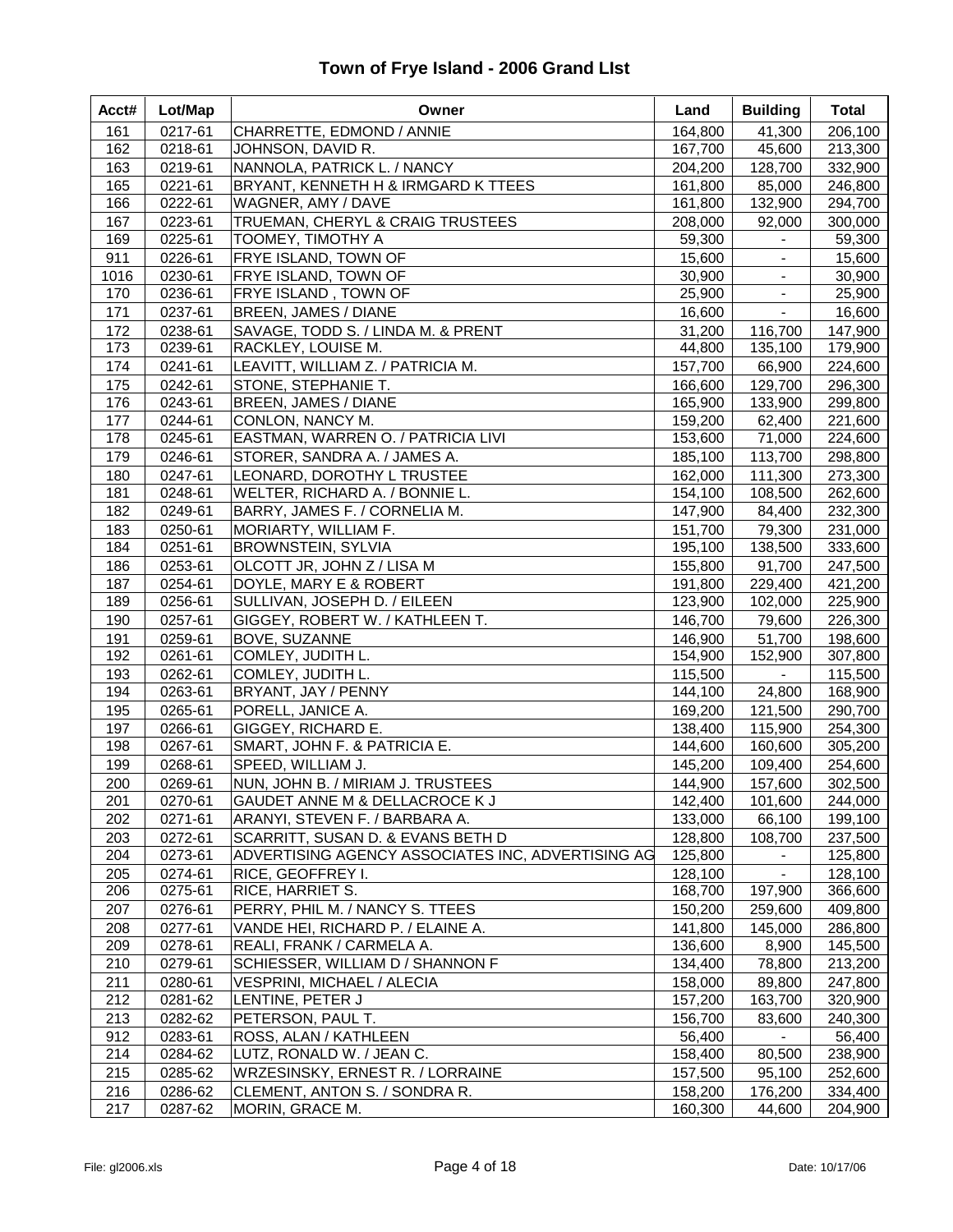# Town of Frye Island - 2006 Grand LIst

| Acct# | Lot/Map | Owner | Land | Building | Total |
|---|---|---|---|---|---|
| 161 | 0217-61 | CHARRETTE, EDMOND / ANNIE | 164,800 | 41,300 | 206,100 |
| 162 | 0218-61 | JOHNSON, DAVID R. | 167,700 | 45,600 | 213,300 |
| 163 | 0219-61 | NANNOLA, PATRICK L. / NANCY | 204,200 | 128,700 | 332,900 |
| 165 | 0221-61 | BRYANT, KENNETH H & IRMGARD K TTEES | 161,800 | 85,000 | 246,800 |
| 166 | 0222-61 | WAGNER, AMY / DAVE | 161,800 | 132,900 | 294,700 |
| 167 | 0223-61 | TRUEMAN, CHERYL & CRAIG TRUSTEES | 208,000 | 92,000 | 300,000 |
| 169 | 0225-61 | TOOMEY, TIMOTHY A | 59,300 | - | 59,300 |
| 911 | 0226-61 | FRYE ISLAND, TOWN OF | 15,600 | - | 15,600 |
| 1016 | 0230-61 | FRYE ISLAND, TOWN OF | 30,900 | - | 30,900 |
| 170 | 0236-61 | FRYE ISLAND , TOWN OF | 25,900 | - | 25,900 |
| 171 | 0237-61 | BREEN, JAMES / DIANE | 16,600 | - | 16,600 |
| 172 | 0238-61 | SAVAGE, TODD S. / LINDA M. & PRENT | 31,200 | 116,700 | 147,900 |
| 173 | 0239-61 | RACKLEY, LOUISE M. | 44,800 | 135,100 | 179,900 |
| 174 | 0241-61 | LEAVITT, WILLIAM Z. / PATRICIA M. | 157,700 | 66,900 | 224,600 |
| 175 | 0242-61 | STONE, STEPHANIE T. | 166,600 | 129,700 | 296,300 |
| 176 | 0243-61 | BREEN, JAMES / DIANE | 165,900 | 133,900 | 299,800 |
| 177 | 0244-61 | CONLON, NANCY M. | 159,200 | 62,400 | 221,600 |
| 178 | 0245-61 | EASTMAN, WARREN O. / PATRICIA LIVI | 153,600 | 71,000 | 224,600 |
| 179 | 0246-61 | STORER, SANDRA A. / JAMES A. | 185,100 | 113,700 | 298,800 |
| 180 | 0247-61 | LEONARD, DOROTHY L TRUSTEE | 162,000 | 111,300 | 273,300 |
| 181 | 0248-61 | WELTER, RICHARD A. / BONNIE L. | 154,100 | 108,500 | 262,600 |
| 182 | 0249-61 | BARRY, JAMES F. / CORNELIA M. | 147,900 | 84,400 | 232,300 |
| 183 | 0250-61 | MORIARTY, WILLIAM F. | 151,700 | 79,300 | 231,000 |
| 184 | 0251-61 | BROWNSTEIN, SYLVIA | 195,100 | 138,500 | 333,600 |
| 186 | 0253-61 | OLCOTT JR, JOHN Z / LISA M | 155,800 | 91,700 | 247,500 |
| 187 | 0254-61 | DOYLE, MARY E & ROBERT | 191,800 | 229,400 | 421,200 |
| 189 | 0256-61 | SULLIVAN, JOSEPH D. / EILEEN | 123,900 | 102,000 | 225,900 |
| 190 | 0257-61 | GIGGEY, ROBERT W. / KATHLEEN T. | 146,700 | 79,600 | 226,300 |
| 191 | 0259-61 | BOVE, SUZANNE | 146,900 | 51,700 | 198,600 |
| 192 | 0261-61 | COMLEY, JUDITH L. | 154,900 | 152,900 | 307,800 |
| 193 | 0262-61 | COMLEY, JUDITH L. | 115,500 | - | 115,500 |
| 194 | 0263-61 | BRYANT, JAY / PENNY | 144,100 | 24,800 | 168,900 |
| 195 | 0265-61 | PORELL, JANICE A. | 169,200 | 121,500 | 290,700 |
| 197 | 0266-61 | GIGGEY, RICHARD E. | 138,400 | 115,900 | 254,300 |
| 198 | 0267-61 | SMART, JOHN F. & PATRICIA E. | 144,600 | 160,600 | 305,200 |
| 199 | 0268-61 | SPEED, WILLIAM J. | 145,200 | 109,400 | 254,600 |
| 200 | 0269-61 | NUN, JOHN B. / MIRIAM J. TRUSTEES | 144,900 | 157,600 | 302,500 |
| 201 | 0270-61 | GAUDET ANNE M & DELLACROCE K J | 142,400 | 101,600 | 244,000 |
| 202 | 0271-61 | ARANYI, STEVEN F. / BARBARA A. | 133,000 | 66,100 | 199,100 |
| 203 | 0272-61 | SCARRITT, SUSAN D. & EVANS BETH D | 128,800 | 108,700 | 237,500 |
| 204 | 0273-61 | ADVERTISING AGENCY ASSOCIATES INC, ADVERTISING AG | 125,800 | - | 125,800 |
| 205 | 0274-61 | RICE, GEOFFREY I. | 128,100 | - | 128,100 |
| 206 | 0275-61 | RICE, HARRIET S. | 168,700 | 197,900 | 366,600 |
| 207 | 0276-61 | PERRY, PHIL M. / NANCY S. TTEES | 150,200 | 259,600 | 409,800 |
| 208 | 0277-61 | VANDE HEI, RICHARD P. / ELAINE A. | 141,800 | 145,000 | 286,800 |
| 209 | 0278-61 | REALI, FRANK / CARMELA A. | 136,600 | 8,900 | 145,500 |
| 210 | 0279-61 | SCHIESSER, WILLIAM D / SHANNON F | 134,400 | 78,800 | 213,200 |
| 211 | 0280-61 | VESPRINI, MICHAEL / ALECIA | 158,000 | 89,800 | 247,800 |
| 212 | 0281-62 | LENTINE, PETER J | 157,200 | 163,700 | 320,900 |
| 213 | 0282-62 | PETERSON, PAUL T. | 156,700 | 83,600 | 240,300 |
| 912 | 0283-61 | ROSS, ALAN / KATHLEEN | 56,400 | - | 56,400 |
| 214 | 0284-62 | LUTZ, RONALD W. / JEAN C. | 158,400 | 80,500 | 238,900 |
| 215 | 0285-62 | WRZESINSKY, ERNEST R. / LORRAINE | 157,500 | 95,100 | 252,600 |
| 216 | 0286-62 | CLEMENT, ANTON S. / SONDRA R. | 158,200 | 176,200 | 334,400 |
| 217 | 0287-62 | MORIN, GRACE M. | 160,300 | 44,600 | 204,900 |

File: gl2006.xls | Date: 10/17/06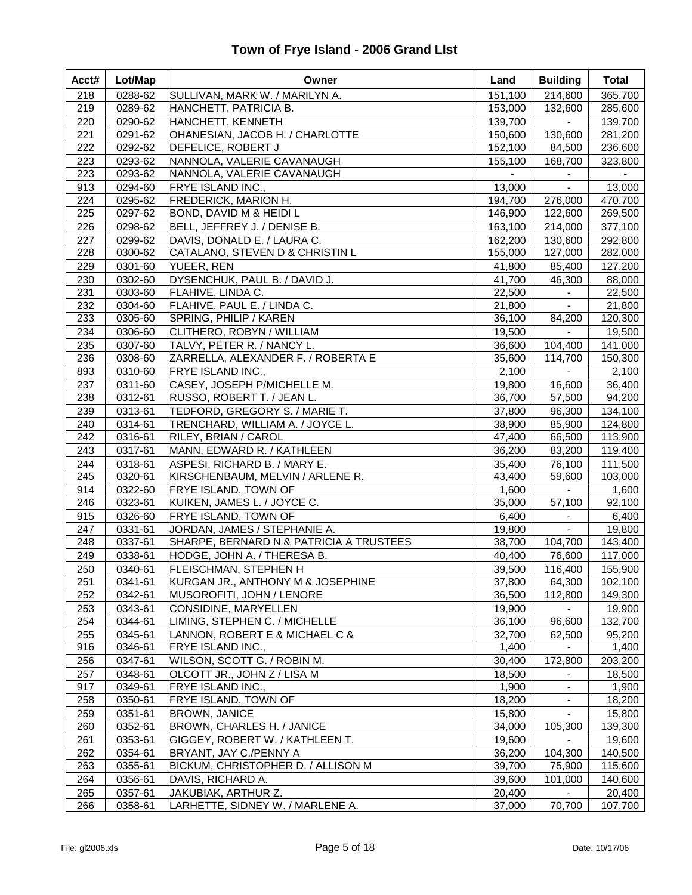# Town of Frye Island - 2006 Grand LIst

| Acct# | Lot/Map | Owner | Land | Building | Total |
|---|---|---|---|---|---|
| 218 | 0288-62 | SULLIVAN, MARK W. / MARILYN A. | 151,100 | 214,600 | 365,700 |
| 219 | 0289-62 | HANCHETT, PATRICIA B. | 153,000 | 132,600 | 285,600 |
| 220 | 0290-62 | HANCHETT, KENNETH | 139,700 | - | 139,700 |
| 221 | 0291-62 | OHANESIAN, JACOB H. / CHARLOTTE | 150,600 | 130,600 | 281,200 |
| 222 | 0292-62 | DEFELICE, ROBERT J | 152,100 | 84,500 | 236,600 |
| 223 | 0293-62 | NANNOLA, VALERIE CAVANAUGH | 155,100 | 168,700 | 323,800 |
| 223 | 0293-62 | NANNOLA, VALERIE CAVANAUGH | - | - | - |
| 913 | 0294-60 | FRYE ISLAND INC., | 13,000 | - | 13,000 |
| 224 | 0295-62 | FREDERICK, MARION H. | 194,700 | 276,000 | 470,700 |
| 225 | 0297-62 | BOND, DAVID M & HEIDI L | 146,900 | 122,600 | 269,500 |
| 226 | 0298-62 | BELL, JEFFREY J. / DENISE B. | 163,100 | 214,000 | 377,100 |
| 227 | 0299-62 | DAVIS, DONALD E. / LAURA C. | 162,200 | 130,600 | 292,800 |
| 228 | 0300-62 | CATALANO, STEVEN D & CHRISTIN L | 155,000 | 127,000 | 282,000 |
| 229 | 0301-60 | YUEER, REN | 41,800 | 85,400 | 127,200 |
| 230 | 0302-60 | DYSENCHUK, PAUL B. / DAVID J. | 41,700 | 46,300 | 88,000 |
| 231 | 0303-60 | FLAHIVE, LINDA C. | 22,500 | - | 22,500 |
| 232 | 0304-60 | FLAHIVE, PAUL E. / LINDA C. | 21,800 | - | 21,800 |
| 233 | 0305-60 | SPRING, PHILIP / KAREN | 36,100 | 84,200 | 120,300 |
| 234 | 0306-60 | CLITHERO, ROBYN / WILLIAM | 19,500 | - | 19,500 |
| 235 | 0307-60 | TALVY, PETER R. / NANCY L. | 36,600 | 104,400 | 141,000 |
| 236 | 0308-60 | ZARRELLA, ALEXANDER F. / ROBERTA E | 35,600 | 114,700 | 150,300 |
| 893 | 0310-60 | FRYE ISLAND INC., | 2,100 | - | 2,100 |
| 237 | 0311-60 | CASEY, JOSEPH P/MICHELLE M. | 19,800 | 16,600 | 36,400 |
| 238 | 0312-61 | RUSSO, ROBERT T. / JEAN L. | 36,700 | 57,500 | 94,200 |
| 239 | 0313-61 | TEDFORD, GREGORY S. / MARIE T. | 37,800 | 96,300 | 134,100 |
| 240 | 0314-61 | TRENCHARD, WILLIAM A. / JOYCE L. | 38,900 | 85,900 | 124,800 |
| 242 | 0316-61 | RILEY, BRIAN / CAROL | 47,400 | 66,500 | 113,900 |
| 243 | 0317-61 | MANN, EDWARD R. / KATHLEEN | 36,200 | 83,200 | 119,400 |
| 244 | 0318-61 | ASPESI, RICHARD B. / MARY E. | 35,400 | 76,100 | 111,500 |
| 245 | 0320-61 | KIRSCHENBAUM, MELVIN / ARLENE R. | 43,400 | 59,600 | 103,000 |
| 914 | 0322-60 | FRYE ISLAND, TOWN OF | 1,600 | - | 1,600 |
| 246 | 0323-61 | KUIKEN, JAMES L. / JOYCE C. | 35,000 | 57,100 | 92,100 |
| 915 | 0326-60 | FRYE ISLAND, TOWN OF | 6,400 | - | 6,400 |
| 247 | 0331-61 | JORDAN, JAMES / STEPHANIE A. | 19,800 | - | 19,800 |
| 248 | 0337-61 | SHARPE, BERNARD N & PATRICIA A TRUSTEES | 38,700 | 104,700 | 143,400 |
| 249 | 0338-61 | HODGE, JOHN A. / THERESA B. | 40,400 | 76,600 | 117,000 |
| 250 | 0340-61 | FLEISCHMAN, STEPHEN H | 39,500 | 116,400 | 155,900 |
| 251 | 0341-61 | KURGAN JR., ANTHONY M & JOSEPHINE | 37,800 | 64,300 | 102,100 |
| 252 | 0342-61 | MUSOROFITI, JOHN / LENORE | 36,500 | 112,800 | 149,300 |
| 253 | 0343-61 | CONSIDINE, MARYELLEN | 19,900 | - | 19,900 |
| 254 | 0344-61 | LIMING, STEPHEN C. / MICHELLE | 36,100 | 96,600 | 132,700 |
| 255 | 0345-61 | LANNON, ROBERT E & MICHAEL C & | 32,700 | 62,500 | 95,200 |
| 916 | 0346-61 | FRYE ISLAND INC., | 1,400 | - | 1,400 |
| 256 | 0347-61 | WILSON, SCOTT G. / ROBIN M. | 30,400 | 172,800 | 203,200 |
| 257 | 0348-61 | OLCOTT JR., JOHN Z / LISA M | 18,500 | - | 18,500 |
| 917 | 0349-61 | FRYE ISLAND INC., | 1,900 | - | 1,900 |
| 258 | 0350-61 | FRYE ISLAND, TOWN OF | 18,200 | - | 18,200 |
| 259 | 0351-61 | BROWN, JANICE | 15,800 | - | 15,800 |
| 260 | 0352-61 | BROWN, CHARLES H. / JANICE | 34,000 | 105,300 | 139,300 |
| 261 | 0353-61 | GIGGEY, ROBERT W. / KATHLEEN T. | 19,600 | - | 19,600 |
| 262 | 0354-61 | BRYANT, JAY C./PENNY A | 36,200 | 104,300 | 140,500 |
| 263 | 0355-61 | BICKUM, CHRISTOPHER D. / ALLISON M | 39,700 | 75,900 | 115,600 |
| 264 | 0356-61 | DAVIS, RICHARD A. | 39,600 | 101,000 | 140,600 |
| 265 | 0357-61 | JAKUBIAK, ARTHUR Z. | 20,400 | - | 20,400 |
| 266 | 0358-61 | LARHETTE, SIDNEY W. / MARLENE A. | 37,000 | 70,700 | 107,700 |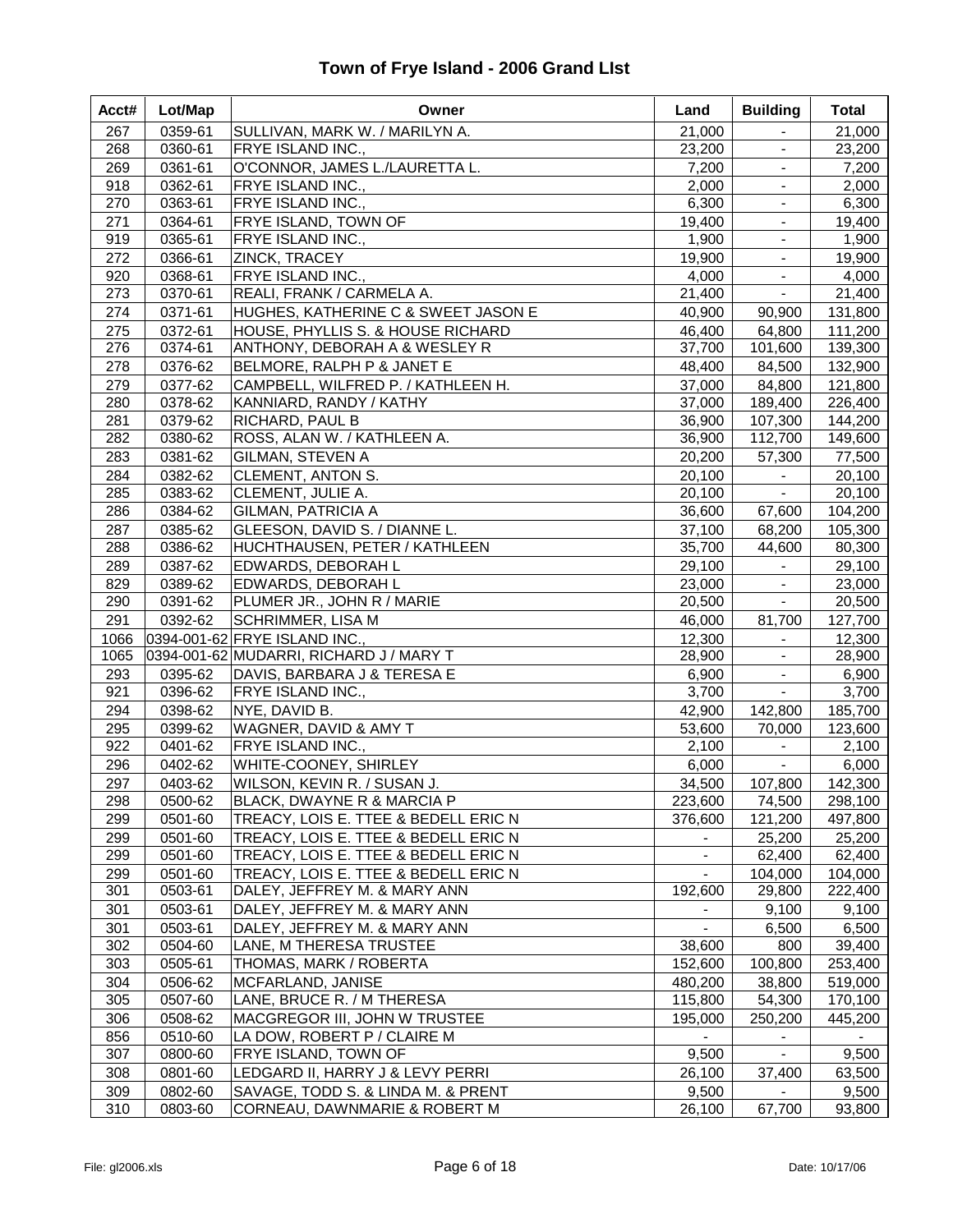# Town of Frye Island - 2006 Grand LIst

| Acct# | Lot/Map | Owner | Land | Building | Total |
|---|---|---|---|---|---|
| 267 | 0359-61 | SULLIVAN, MARK W. / MARILYN A. | 21,000 | - | 21,000 |
| 268 | 0360-61 | FRYE ISLAND INC., | 23,200 | - | 23,200 |
| 269 | 0361-61 | O'CONNOR, JAMES L./LAURETTA L. | 7,200 | - | 7,200 |
| 918 | 0362-61 | FRYE ISLAND INC., | 2,000 | - | 2,000 |
| 270 | 0363-61 | FRYE ISLAND INC., | 6,300 | - | 6,300 |
| 271 | 0364-61 | FRYE ISLAND, TOWN OF | 19,400 | - | 19,400 |
| 919 | 0365-61 | FRYE ISLAND INC., | 1,900 | - | 1,900 |
| 272 | 0366-61 | ZINCK, TRACEY | 19,900 | - | 19,900 |
| 920 | 0368-61 | FRYE ISLAND INC., | 4,000 | - | 4,000 |
| 273 | 0370-61 | REALI, FRANK / CARMELA A. | 21,400 | - | 21,400 |
| 274 | 0371-61 | HUGHES, KATHERINE C & SWEET JASON E | 40,900 | 90,900 | 131,800 |
| 275 | 0372-61 | HOUSE, PHYLLIS S. & HOUSE RICHARD | 46,400 | 64,800 | 111,200 |
| 276 | 0374-61 | ANTHONY, DEBORAH A & WESLEY R | 37,700 | 101,600 | 139,300 |
| 278 | 0376-62 | BELMORE, RALPH P & JANET E | 48,400 | 84,500 | 132,900 |
| 279 | 0377-62 | CAMPBELL, WILFRED P. / KATHLEEN H. | 37,000 | 84,800 | 121,800 |
| 280 | 0378-62 | KANNIARD, RANDY / KATHY | 37,000 | 189,400 | 226,400 |
| 281 | 0379-62 | RICHARD, PAUL B | 36,900 | 107,300 | 144,200 |
| 282 | 0380-62 | ROSS, ALAN W. / KATHLEEN A. | 36,900 | 112,700 | 149,600 |
| 283 | 0381-62 | GILMAN, STEVEN A | 20,200 | 57,300 | 77,500 |
| 284 | 0382-62 | CLEMENT, ANTON S. | 20,100 | - | 20,100 |
| 285 | 0383-62 | CLEMENT, JULIE A. | 20,100 | - | 20,100 |
| 286 | 0384-62 | GILMAN, PATRICIA A | 36,600 | 67,600 | 104,200 |
| 287 | 0385-62 | GLEESON, DAVID S. / DIANNE L. | 37,100 | 68,200 | 105,300 |
| 288 | 0386-62 | HUCHTHAUSEN, PETER / KATHLEEN | 35,700 | 44,600 | 80,300 |
| 289 | 0387-62 | EDWARDS, DEBORAH L | 29,100 | - | 29,100 |
| 829 | 0389-62 | EDWARDS, DEBORAH L | 23,000 | - | 23,000 |
| 290 | 0391-62 | PLUMER JR., JOHN R / MARIE | 20,500 | - | 20,500 |
| 291 | 0392-62 | SCHRIMMER, LISA M | 46,000 | 81,700 | 127,700 |
| 1066 | 0394-001-62 | FRYE ISLAND INC., | 12,300 | - | 12,300 |
| 1065 | 0394-001-62 | MUDARRI, RICHARD J / MARY T | 28,900 | - | 28,900 |
| 293 | 0395-62 | DAVIS, BARBARA J & TERESA E | 6,900 | - | 6,900 |
| 921 | 0396-62 | FRYE ISLAND INC., | 3,700 | - | 3,700 |
| 294 | 0398-62 | NYE, DAVID B. | 42,900 | 142,800 | 185,700 |
| 295 | 0399-62 | WAGNER, DAVID & AMY T | 53,600 | 70,000 | 123,600 |
| 922 | 0401-62 | FRYE ISLAND INC., | 2,100 | - | 2,100 |
| 296 | 0402-62 | WHITE-COONEY, SHIRLEY | 6,000 | - | 6,000 |
| 297 | 0403-62 | WILSON, KEVIN R. / SUSAN J. | 34,500 | 107,800 | 142,300 |
| 298 | 0500-62 | BLACK, DWAYNE R & MARCIA P | 223,600 | 74,500 | 298,100 |
| 299 | 0501-60 | TREACY, LOIS E. TTEE & BEDELL ERIC N | 376,600 | 121,200 | 497,800 |
| 299 | 0501-60 | TREACY, LOIS E. TTEE & BEDELL ERIC N | - | 25,200 | 25,200 |
| 299 | 0501-60 | TREACY, LOIS E. TTEE & BEDELL ERIC N | - | 62,400 | 62,400 |
| 299 | 0501-60 | TREACY, LOIS E. TTEE & BEDELL ERIC N | - | 104,000 | 104,000 |
| 301 | 0503-61 | DALEY, JEFFREY M. & MARY ANN | 192,600 | 29,800 | 222,400 |
| 301 | 0503-61 | DALEY, JEFFREY M. & MARY ANN | - | 9,100 | 9,100 |
| 301 | 0503-61 | DALEY, JEFFREY M. & MARY ANN | - | 6,500 | 6,500 |
| 302 | 0504-60 | LANE, M THERESA TRUSTEE | 38,600 | 800 | 39,400 |
| 303 | 0505-61 | THOMAS, MARK / ROBERTA | 152,600 | 100,800 | 253,400 |
| 304 | 0506-62 | MCFARLAND, JANISE | 480,200 | 38,800 | 519,000 |
| 305 | 0507-60 | LANE, BRUCE R. / M THERESA | 115,800 | 54,300 | 170,100 |
| 306 | 0508-62 | MACGREGOR III, JOHN W TRUSTEE | 195,000 | 250,200 | 445,200 |
| 856 | 0510-60 | LA DOW, ROBERT P / CLAIRE M | - | - | - |
| 307 | 0800-60 | FRYE ISLAND, TOWN OF | 9,500 | - | 9,500 |
| 308 | 0801-60 | LEDGARD II, HARRY J & LEVY PERRI | 26,100 | 37,400 | 63,500 |
| 309 | 0802-60 | SAVAGE, TODD S. & LINDA M. & PRENT | 9,500 | - | 9,500 |
| 310 | 0803-60 | CORNEAU, DAWNMARIE & ROBERT M | 26,100 | 67,700 | 93,800 |

File: gl2006.xls Date: 10/17/06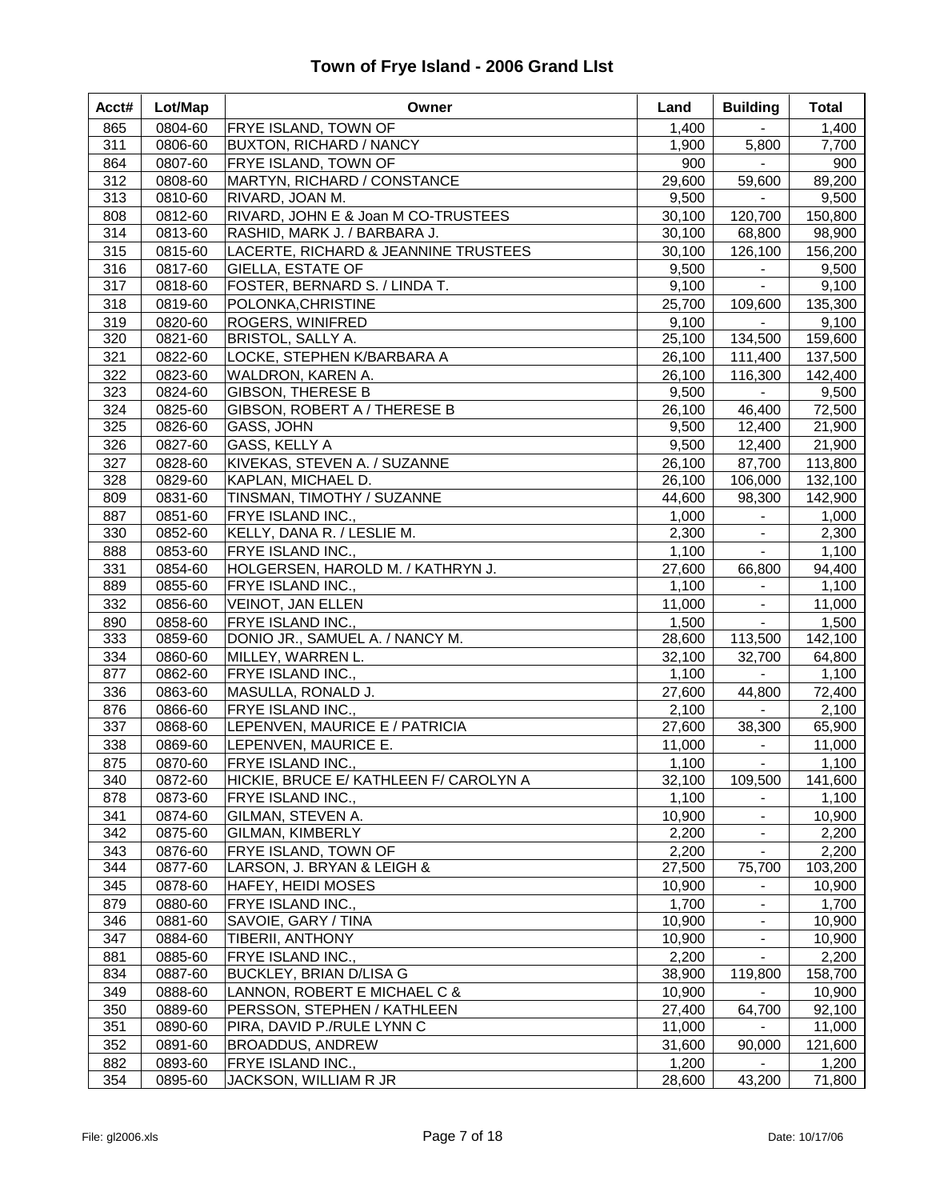# Town of Frye Island - 2006 Grand LIst

| Acct# | Lot/Map | Owner | Land | Building | Total |
|---|---|---|---|---|---|
| 865 | 0804-60 | FRYE ISLAND, TOWN OF | 1,400 | - | 1,400 |
| 311 | 0806-60 | BUXTON, RICHARD / NANCY | 1,900 | 5,800 | 7,700 |
| 864 | 0807-60 | FRYE ISLAND, TOWN OF | 900 | - | 900 |
| 312 | 0808-60 | MARTYN, RICHARD / CONSTANCE | 29,600 | 59,600 | 89,200 |
| 313 | 0810-60 | RIVARD, JOAN M. | 9,500 | - | 9,500 |
| 808 | 0812-60 | RIVARD, JOHN E & Joan M CO-TRUSTEES | 30,100 | 120,700 | 150,800 |
| 314 | 0813-60 | RASHID, MARK J. / BARBARA J. | 30,100 | 68,800 | 98,900 |
| 315 | 0815-60 | LACERTE, RICHARD & JEANNINE TRUSTEES | 30,100 | 126,100 | 156,200 |
| 316 | 0817-60 | GIELLA, ESTATE OF | 9,500 | - | 9,500 |
| 317 | 0818-60 | FOSTER, BERNARD S. / LINDA T. | 9,100 | - | 9,100 |
| 318 | 0819-60 | POLONKA,CHRISTINE | 25,700 | 109,600 | 135,300 |
| 319 | 0820-60 | ROGERS, WINIFRED | 9,100 | - | 9,100 |
| 320 | 0821-60 | BRISTOL, SALLY A. | 25,100 | 134,500 | 159,600 |
| 321 | 0822-60 | LOCKE, STEPHEN K/BARBARA A | 26,100 | 111,400 | 137,500 |
| 322 | 0823-60 | WALDRON, KAREN A. | 26,100 | 116,300 | 142,400 |
| 323 | 0824-60 | GIBSON, THERESE B | 9,500 | - | 9,500 |
| 324 | 0825-60 | GIBSON, ROBERT A / THERESE B | 26,100 | 46,400 | 72,500 |
| 325 | 0826-60 | GASS, JOHN | 9,500 | 12,400 | 21,900 |
| 326 | 0827-60 | GASS, KELLY A | 9,500 | 12,400 | 21,900 |
| 327 | 0828-60 | KIVEKAS, STEVEN A. / SUZANNE | 26,100 | 87,700 | 113,800 |
| 328 | 0829-60 | KAPLAN, MICHAEL D. | 26,100 | 106,000 | 132,100 |
| 809 | 0831-60 | TINSMAN, TIMOTHY / SUZANNE | 44,600 | 98,300 | 142,900 |
| 887 | 0851-60 | FRYE ISLAND INC., | 1,000 | - | 1,000 |
| 330 | 0852-60 | KELLY, DANA R. / LESLIE M. | 2,300 | - | 2,300 |
| 888 | 0853-60 | FRYE ISLAND INC., | 1,100 | - | 1,100 |
| 331 | 0854-60 | HOLGERSEN, HAROLD M. / KATHRYN J. | 27,600 | 66,800 | 94,400 |
| 889 | 0855-60 | FRYE ISLAND INC., | 1,100 | - | 1,100 |
| 332 | 0856-60 | VEINOT, JAN ELLEN | 11,000 | - | 11,000 |
| 890 | 0858-60 | FRYE ISLAND INC., | 1,500 | - | 1,500 |
| 333 | 0859-60 | DONIO JR., SAMUEL A. / NANCY M. | 28,600 | 113,500 | 142,100 |
| 334 | 0860-60 | MILLEY, WARREN L. | 32,100 | 32,700 | 64,800 |
| 877 | 0862-60 | FRYE ISLAND INC., | 1,100 | - | 1,100 |
| 336 | 0863-60 | MASULLA, RONALD J. | 27,600 | 44,800 | 72,400 |
| 876 | 0866-60 | FRYE ISLAND INC., | 2,100 | - | 2,100 |
| 337 | 0868-60 | LEPENVEN, MAURICE E / PATRICIA | 27,600 | 38,300 | 65,900 |
| 338 | 0869-60 | LEPENVEN, MAURICE E. | 11,000 | - | 11,000 |
| 875 | 0870-60 | FRYE ISLAND INC., | 1,100 | - | 1,100 |
| 340 | 0872-60 | HICKIE, BRUCE E/ KATHLEEN F/ CAROLYN A | 32,100 | 109,500 | 141,600 |
| 878 | 0873-60 | FRYE ISLAND INC., | 1,100 | - | 1,100 |
| 341 | 0874-60 | GILMAN, STEVEN A. | 10,900 | - | 10,900 |
| 342 | 0875-60 | GILMAN, KIMBERLY | 2,200 | - | 2,200 |
| 343 | 0876-60 | FRYE ISLAND, TOWN OF | 2,200 | - | 2,200 |
| 344 | 0877-60 | LARSON, J. BRYAN & LEIGH & | 27,500 | 75,700 | 103,200 |
| 345 | 0878-60 | HAFEY, HEIDI MOSES | 10,900 | - | 10,900 |
| 879 | 0880-60 | FRYE ISLAND INC., | 1,700 | - | 1,700 |
| 346 | 0881-60 | SAVOIE, GARY / TINA | 10,900 | - | 10,900 |
| 347 | 0884-60 | TIBERII, ANTHONY | 10,900 | - | 10,900 |
| 881 | 0885-60 | FRYE ISLAND INC., | 2,200 | - | 2,200 |
| 834 | 0887-60 | BUCKLEY, BRIAN D/LISA G | 38,900 | 119,800 | 158,700 |
| 349 | 0888-60 | LANNON, ROBERT E MICHAEL C & | 10,900 | - | 10,900 |
| 350 | 0889-60 | PERSSON, STEPHEN / KATHLEEN | 27,400 | 64,700 | 92,100 |
| 351 | 0890-60 | PIRA, DAVID P./RULE LYNN C | 11,000 | - | 11,000 |
| 352 | 0891-60 | BROADDUS, ANDREW | 31,600 | 90,000 | 121,600 |
| 882 | 0893-60 | FRYE ISLAND INC., | 1,200 | - | 1,200 |
| 354 | 0895-60 | JACKSON, WILLIAM R JR | 28,600 | 43,200 | 71,800 |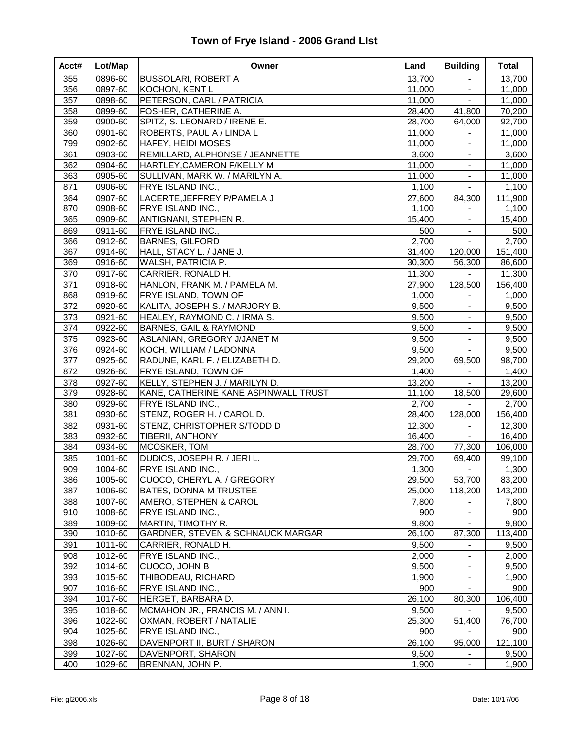# Town of Frye Island - 2006 Grand LIst

| Acct# | Lot/Map | Owner | Land | Building | Total |
|---|---|---|---|---|---|
| 355 | 0896-60 | BUSSOLARI, ROBERT A | 13,700 | - | 13,700 |
| 356 | 0897-60 | KOCHON, KENT L | 11,000 | - | 11,000 |
| 357 | 0898-60 | PETERSON, CARL / PATRICIA | 11,000 | - | 11,000 |
| 358 | 0899-60 | FOSHER, CATHERINE A. | 28,400 | 41,800 | 70,200 |
| 359 | 0900-60 | SPITZ, S. LEONARD / IRENE E. | 28,700 | 64,000 | 92,700 |
| 360 | 0901-60 | ROBERTS, PAUL A / LINDA L | 11,000 | - | 11,000 |
| 799 | 0902-60 | HAFEY, HEIDI MOSES | 11,000 | - | 11,000 |
| 361 | 0903-60 | REMILLARD, ALPHONSE / JEANNETTE | 3,600 | - | 3,600 |
| 362 | 0904-60 | HARTLEY,CAMERON F/KELLY M | 11,000 | - | 11,000 |
| 363 | 0905-60 | SULLIVAN, MARK W. / MARILYN A. | 11,000 | - | 11,000 |
| 871 | 0906-60 | FRYE ISLAND INC., | 1,100 | - | 1,100 |
| 364 | 0907-60 | LACERTE,JEFFREY P/PAMELA J | 27,600 | 84,300 | 111,900 |
| 870 | 0908-60 | FRYE ISLAND INC., | 1,100 | - | 1,100 |
| 365 | 0909-60 | ANTIGNANI, STEPHEN R. | 15,400 | - | 15,400 |
| 869 | 0911-60 | FRYE ISLAND INC., | 500 | - | 500 |
| 366 | 0912-60 | BARNES, GILFORD | 2,700 | - | 2,700 |
| 367 | 0914-60 | HALL, STACY L. / JANE J. | 31,400 | 120,000 | 151,400 |
| 369 | 0916-60 | WALSH, PATRICIA P. | 30,300 | 56,300 | 86,600 |
| 370 | 0917-60 | CARRIER, RONALD H. | 11,300 | - | 11,300 |
| 371 | 0918-60 | HANLON, FRANK M. / PAMELA M. | 27,900 | 128,500 | 156,400 |
| 868 | 0919-60 | FRYE ISLAND, TOWN OF | 1,000 | - | 1,000 |
| 372 | 0920-60 | KALITA, JOSEPH S. / MARJORY B. | 9,500 | - | 9,500 |
| 373 | 0921-60 | HEALEY, RAYMOND C. / IRMA S. | 9,500 | - | 9,500 |
| 374 | 0922-60 | BARNES, GAIL & RAYMOND | 9,500 | - | 9,500 |
| 375 | 0923-60 | ASLANIAN, GREGORY J/JANET M | 9,500 | - | 9,500 |
| 376 | 0924-60 | KOCH, WILLIAM / LADONNA | 9,500 | - | 9,500 |
| 377 | 0925-60 | RADUNE, KARL F. / ELIZABETH D. | 29,200 | 69,500 | 98,700 |
| 872 | 0926-60 | FRYE ISLAND, TOWN OF | 1,400 | - | 1,400 |
| 378 | 0927-60 | KELLY, STEPHEN J. / MARILYN D. | 13,200 | - | 13,200 |
| 379 | 0928-60 | KANE, CATHERINE KANE ASPINWALL TRUST | 11,100 | 18,500 | 29,600 |
| 380 | 0929-60 | FRYE ISLAND INC., | 2,700 | - | 2,700 |
| 381 | 0930-60 | STENZ, ROGER H. / CAROL D. | 28,400 | 128,000 | 156,400 |
| 382 | 0931-60 | STENZ, CHRISTOPHER S/TODD D | 12,300 | - | 12,300 |
| 383 | 0932-60 | TIBERII, ANTHONY | 16,400 | - | 16,400 |
| 384 | 0934-60 | MCOSKER, TOM | 28,700 | 77,300 | 106,000 |
| 385 | 1001-60 | DUDICS, JOSEPH R. / JERI L. | 29,700 | 69,400 | 99,100 |
| 909 | 1004-60 | FRYE ISLAND INC., | 1,300 | - | 1,300 |
| 386 | 1005-60 | CUOCO, CHERYL A. / GREGORY | 29,500 | 53,700 | 83,200 |
| 387 | 1006-60 | BATES, DONNA M TRUSTEE | 25,000 | 118,200 | 143,200 |
| 388 | 1007-60 | AMERO, STEPHEN & CAROL | 7,800 | - | 7,800 |
| 910 | 1008-60 | FRYE ISLAND INC., | 900 | - | 900 |
| 389 | 1009-60 | MARTIN, TIMOTHY R. | 9,800 | - | 9,800 |
| 390 | 1010-60 | GARDNER, STEVEN & SCHNAUCK MARGAR | 26,100 | 87,300 | 113,400 |
| 391 | 1011-60 | CARRIER, RONALD H. | 9,500 | - | 9,500 |
| 908 | 1012-60 | FRYE ISLAND INC., | 2,000 | - | 2,000 |
| 392 | 1014-60 | CUOCO, JOHN B | 9,500 | - | 9,500 |
| 393 | 1015-60 | THIBODEAU, RICHARD | 1,900 | - | 1,900 |
| 907 | 1016-60 | FRYE ISLAND INC., | 900 | - | 900 |
| 394 | 1017-60 | HERGET, BARBARA D. | 26,100 | 80,300 | 106,400 |
| 395 | 1018-60 | MCMAHON JR., FRANCIS M. / ANN I. | 9,500 | - | 9,500 |
| 396 | 1022-60 | OXMAN, ROBERT / NATALIE | 25,300 | 51,400 | 76,700 |
| 904 | 1025-60 | FRYE ISLAND INC., | 900 | - | 900 |
| 398 | 1026-60 | DAVENPORT II, BURT / SHARON | 26,100 | 95,000 | 121,100 |
| 399 | 1027-60 | DAVENPORT, SHARON | 9,500 | - | 9,500 |
| 400 | 1029-60 | BRENNAN, JOHN P. | 1,900 | - | 1,900 |

File: gl2006.xls | Date: 10/17/06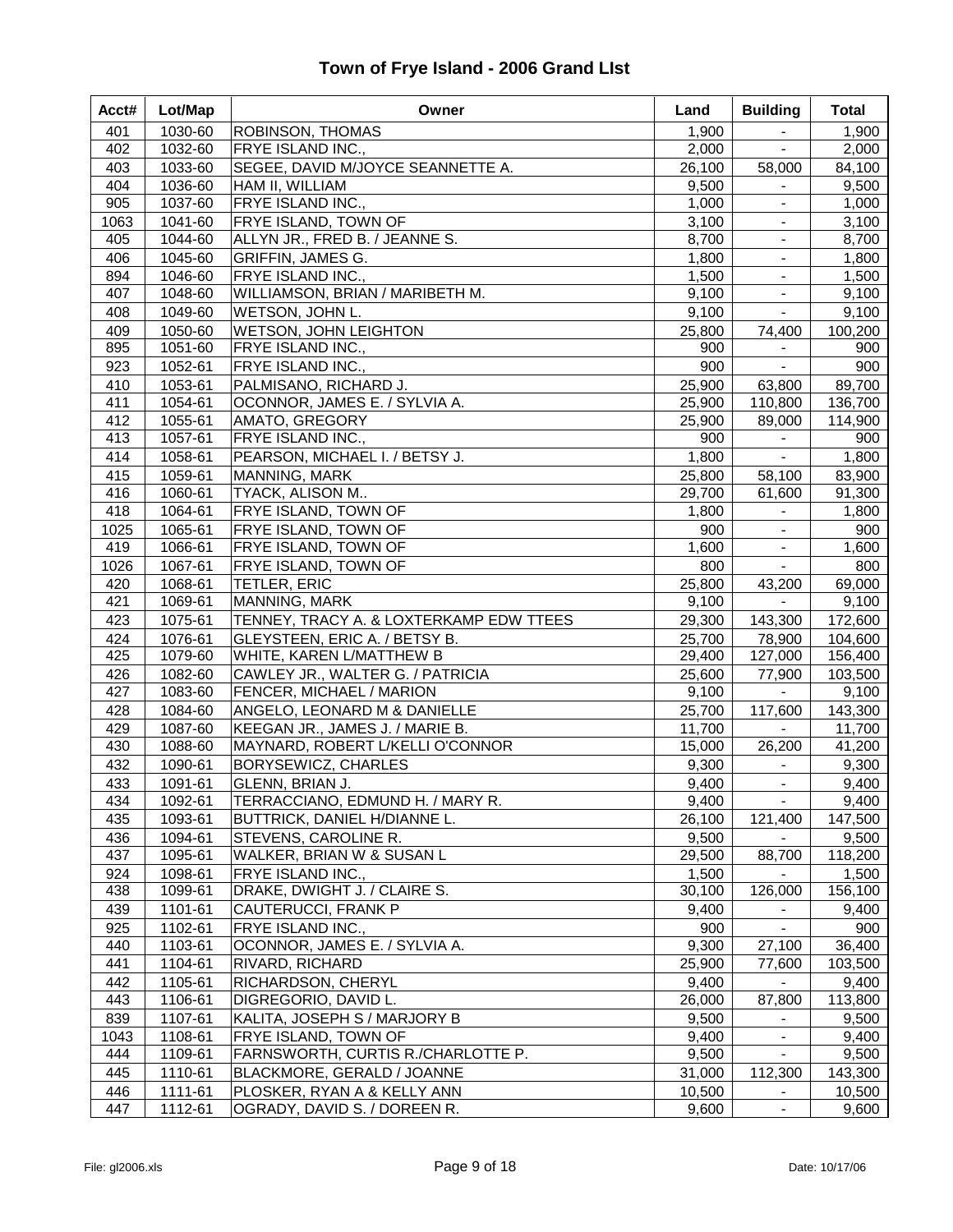# Town of Frye Island - 2006 Grand LIst

| Acct# | Lot/Map | Owner | Land | Building | Total |
|---|---|---|---|---|---|
| 401 | 1030-60 | ROBINSON, THOMAS | 1,900 | - | 1,900 |
| 402 | 1032-60 | FRYE ISLAND INC., | 2,000 | - | 2,000 |
| 403 | 1033-60 | SEGEE, DAVID M/JOYCE SEANNETTE A. | 26,100 | 58,000 | 84,100 |
| 404 | 1036-60 | HAM II, WILLIAM | 9,500 | - | 9,500 |
| 905 | 1037-60 | FRYE ISLAND INC., | 1,000 | - | 1,000 |
| 1063 | 1041-60 | FRYE ISLAND, TOWN OF | 3,100 | - | 3,100 |
| 405 | 1044-60 | ALLYN JR., FRED B. / JEANNE S. | 8,700 | - | 8,700 |
| 406 | 1045-60 | GRIFFIN, JAMES G. | 1,800 | - | 1,800 |
| 894 | 1046-60 | FRYE ISLAND INC., | 1,500 | - | 1,500 |
| 407 | 1048-60 | WILLIAMSON, BRIAN / MARIBETH M. | 9,100 | - | 9,100 |
| 408 | 1049-60 | WETSON, JOHN L. | 9,100 | - | 9,100 |
| 409 | 1050-60 | WETSON, JOHN LEIGHTON | 25,800 | 74,400 | 100,200 |
| 895 | 1051-60 | FRYE ISLAND INC., | 900 | - | 900 |
| 923 | 1052-61 | FRYE ISLAND INC., | 900 | - | 900 |
| 410 | 1053-61 | PALMISANO, RICHARD J. | 25,900 | 63,800 | 89,700 |
| 411 | 1054-61 | OCONNOR, JAMES E. / SYLVIA A. | 25,900 | 110,800 | 136,700 |
| 412 | 1055-61 | AMATO, GREGORY | 25,900 | 89,000 | 114,900 |
| 413 | 1057-61 | FRYE ISLAND INC., | 900 | - | 900 |
| 414 | 1058-61 | PEARSON, MICHAEL I. / BETSY J. | 1,800 | - | 1,800 |
| 415 | 1059-61 | MANNING, MARK | 25,800 | 58,100 | 83,900 |
| 416 | 1060-61 | TYACK, ALISON M.. | 29,700 | 61,600 | 91,300 |
| 418 | 1064-61 | FRYE ISLAND, TOWN OF | 1,800 | - | 1,800 |
| 1025 | 1065-61 | FRYE ISLAND, TOWN OF | 900 | - | 900 |
| 419 | 1066-61 | FRYE ISLAND, TOWN OF | 1,600 | - | 1,600 |
| 1026 | 1067-61 | FRYE ISLAND, TOWN OF | 800 | - | 800 |
| 420 | 1068-61 | TETLER, ERIC | 25,800 | 43,200 | 69,000 |
| 421 | 1069-61 | MANNING, MARK | 9,100 | - | 9,100 |
| 423 | 1075-61 | TENNEY, TRACY A. & LOXTERKAMP EDW TTEES | 29,300 | 143,300 | 172,600 |
| 424 | 1076-61 | GLEYSTEEN, ERIC A. / BETSY B. | 25,700 | 78,900 | 104,600 |
| 425 | 1079-60 | WHITE, KAREN L/MATTHEW B | 29,400 | 127,000 | 156,400 |
| 426 | 1082-60 | CAWLEY JR., WALTER G. / PATRICIA | 25,600 | 77,900 | 103,500 |
| 427 | 1083-60 | FENCER, MICHAEL / MARION | 9,100 | - | 9,100 |
| 428 | 1084-60 | ANGELO, LEONARD M & DANIELLE | 25,700 | 117,600 | 143,300 |
| 429 | 1087-60 | KEEGAN JR., JAMES J. / MARIE B. | 11,700 | - | 11,700 |
| 430 | 1088-60 | MAYNARD, ROBERT L/KELLI O'CONNOR | 15,000 | 26,200 | 41,200 |
| 432 | 1090-61 | BORYSEWICZ, CHARLES | 9,300 | - | 9,300 |
| 433 | 1091-61 | GLENN, BRIAN J. | 9,400 | - | 9,400 |
| 434 | 1092-61 | TERRACCIANO, EDMUND H. / MARY R. | 9,400 | - | 9,400 |
| 435 | 1093-61 | BUTTRICK, DANIEL H/DIANNE L. | 26,100 | 121,400 | 147,500 |
| 436 | 1094-61 | STEVENS, CAROLINE R. | 9,500 | - | 9,500 |
| 437 | 1095-61 | WALKER, BRIAN W & SUSAN L | 29,500 | 88,700 | 118,200 |
| 924 | 1098-61 | FRYE ISLAND INC., | 1,500 | - | 1,500 |
| 438 | 1099-61 | DRAKE, DWIGHT J. / CLAIRE S. | 30,100 | 126,000 | 156,100 |
| 439 | 1101-61 | CAUTERUCCI, FRANK P | 9,400 | - | 9,400 |
| 925 | 1102-61 | FRYE ISLAND INC., | 900 | - | 900 |
| 440 | 1103-61 | OCONNOR, JAMES E. / SYLVIA A. | 9,300 | 27,100 | 36,400 |
| 441 | 1104-61 | RIVARD, RICHARD | 25,900 | 77,600 | 103,500 |
| 442 | 1105-61 | RICHARDSON, CHERYL | 9,400 | - | 9,400 |
| 443 | 1106-61 | DIGREGORIO, DAVID L. | 26,000 | 87,800 | 113,800 |
| 839 | 1107-61 | KALITA, JOSEPH S / MARJORY B | 9,500 | - | 9,500 |
| 1043 | 1108-61 | FRYE ISLAND, TOWN OF | 9,400 | - | 9,400 |
| 444 | 1109-61 | FARNSWORTH, CURTIS R./CHARLOTTE P. | 9,500 | - | 9,500 |
| 445 | 1110-61 | BLACKMORE, GERALD / JOANNE | 31,000 | 112,300 | 143,300 |
| 446 | 1111-61 | PLOSKER, RYAN A & KELLY ANN | 10,500 | - | 10,500 |
| 447 | 1112-61 | OGRADY, DAVID S. / DOREEN R. | 9,600 | - | 9,600 |

File: gl2006.xls Date: 10/17/06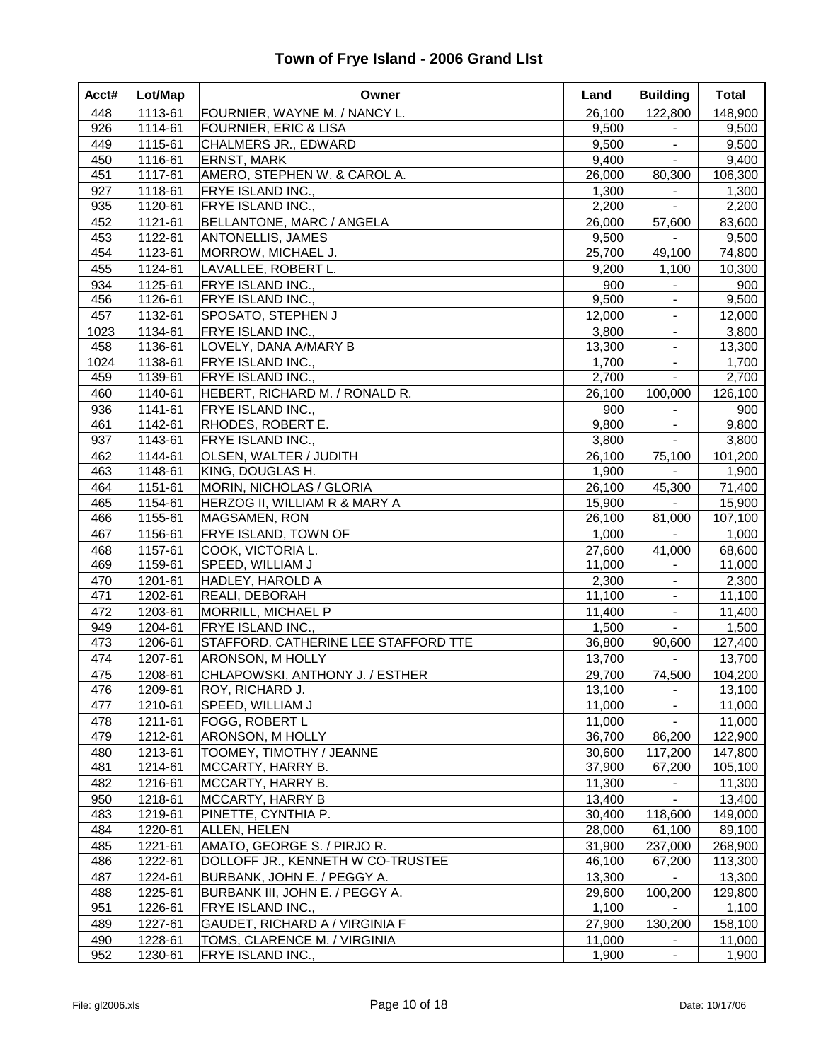# Town of Frye Island - 2006 Grand LIst

| Acct# | Lot/Map | Owner | Land | Building | Total |
|---|---|---|---|---|---|
| 448 | 1113-61 | FOURNIER, WAYNE M. / NANCY L. | 26,100 | 122,800 | 148,900 |
| 926 | 1114-61 | FOURNIER, ERIC & LISA | 9,500 | - | 9,500 |
| 449 | 1115-61 | CHALMERS JR., EDWARD | 9,500 | - | 9,500 |
| 450 | 1116-61 | ERNST, MARK | 9,400 | - | 9,400 |
| 451 | 1117-61 | AMERO, STEPHEN W. & CAROL A. | 26,000 | 80,300 | 106,300 |
| 927 | 1118-61 | FRYE ISLAND INC., | 1,300 | - | 1,300 |
| 935 | 1120-61 | FRYE ISLAND INC., | 2,200 | - | 2,200 |
| 452 | 1121-61 | BELLANTONE, MARC / ANGELA | 26,000 | 57,600 | 83,600 |
| 453 | 1122-61 | ANTONELLIS, JAMES | 9,500 | - | 9,500 |
| 454 | 1123-61 | MORROW, MICHAEL J. | 25,700 | 49,100 | 74,800 |
| 455 | 1124-61 | LAVALLEE, ROBERT L. | 9,200 | 1,100 | 10,300 |
| 934 | 1125-61 | FRYE ISLAND INC., | 900 | - | 900 |
| 456 | 1126-61 | FRYE ISLAND INC., | 9,500 | - | 9,500 |
| 457 | 1132-61 | SPOSATO, STEPHEN J | 12,000 | - | 12,000 |
| 1023 | 1134-61 | FRYE ISLAND INC., | 3,800 | - | 3,800 |
| 458 | 1136-61 | LOVELY, DANA A/MARY B | 13,300 | - | 13,300 |
| 1024 | 1138-61 | FRYE ISLAND INC., | 1,700 | - | 1,700 |
| 459 | 1139-61 | FRYE ISLAND INC., | 2,700 | - | 2,700 |
| 460 | 1140-61 | HEBERT, RICHARD M. / RONALD R. | 26,100 | 100,000 | 126,100 |
| 936 | 1141-61 | FRYE ISLAND INC., | 900 | - | 900 |
| 461 | 1142-61 | RHODES, ROBERT E. | 9,800 | - | 9,800 |
| 937 | 1143-61 | FRYE ISLAND INC., | 3,800 | - | 3,800 |
| 462 | 1144-61 | OLSEN, WALTER / JUDITH | 26,100 | 75,100 | 101,200 |
| 463 | 1148-61 | KING, DOUGLAS H. | 1,900 | - | 1,900 |
| 464 | 1151-61 | MORIN, NICHOLAS / GLORIA | 26,100 | 45,300 | 71,400 |
| 465 | 1154-61 | HERZOG II, WILLIAM R & MARY A | 15,900 | - | 15,900 |
| 466 | 1155-61 | MAGSAMEN, RON | 26,100 | 81,000 | 107,100 |
| 467 | 1156-61 | FRYE ISLAND, TOWN OF | 1,000 | - | 1,000 |
| 468 | 1157-61 | COOK, VICTORIA L. | 27,600 | 41,000 | 68,600 |
| 469 | 1159-61 | SPEED, WILLIAM J | 11,000 | - | 11,000 |
| 470 | 1201-61 | HADLEY, HAROLD A | 2,300 | - | 2,300 |
| 471 | 1202-61 | REALI, DEBORAH | 11,100 | - | 11,100 |
| 472 | 1203-61 | MORRILL, MICHAEL P | 11,400 | - | 11,400 |
| 949 | 1204-61 | FRYE ISLAND INC., | 1,500 | - | 1,500 |
| 473 | 1206-61 | STAFFORD. CATHERINE LEE STAFFORD TTE | 36,800 | 90,600 | 127,400 |
| 474 | 1207-61 | ARONSON, M HOLLY | 13,700 | - | 13,700 |
| 475 | 1208-61 | CHLAPOWSKI, ANTHONY J. / ESTHER | 29,700 | 74,500 | 104,200 |
| 476 | 1209-61 | ROY, RICHARD J. | 13,100 | - | 13,100 |
| 477 | 1210-61 | SPEED, WILLIAM J | 11,000 | - | 11,000 |
| 478 | 1211-61 | FOGG, ROBERT L | 11,000 | - | 11,000 |
| 479 | 1212-61 | ARONSON, M HOLLY | 36,700 | 86,200 | 122,900 |
| 480 | 1213-61 | TOOMEY, TIMOTHY / JEANNE | 30,600 | 117,200 | 147,800 |
| 481 | 1214-61 | MCCARTY, HARRY B. | 37,900 | 67,200 | 105,100 |
| 482 | 1216-61 | MCCARTY, HARRY B. | 11,300 | - | 11,300 |
| 950 | 1218-61 | MCCARTY, HARRY B | 13,400 | - | 13,400 |
| 483 | 1219-61 | PINETTE, CYNTHIA P. | 30,400 | 118,600 | 149,000 |
| 484 | 1220-61 | ALLEN, HELEN | 28,000 | 61,100 | 89,100 |
| 485 | 1221-61 | AMATO, GEORGE S. / PIRJO R. | 31,900 | 237,000 | 268,900 |
| 486 | 1222-61 | DOLLOFF JR., KENNETH W CO-TRUSTEE | 46,100 | 67,200 | 113,300 |
| 487 | 1224-61 | BURBANK, JOHN E. / PEGGY A. | 13,300 | - | 13,300 |
| 488 | 1225-61 | BURBANK III, JOHN E. / PEGGY A. | 29,600 | 100,200 | 129,800 |
| 951 | 1226-61 | FRYE ISLAND INC., | 1,100 | - | 1,100 |
| 489 | 1227-61 | GAUDET, RICHARD A / VIRGINIA F | 27,900 | 130,200 | 158,100 |
| 490 | 1228-61 | TOMS, CLARENCE M. / VIRGINIA | 11,000 | - | 11,000 |
| 952 | 1230-61 | FRYE ISLAND INC., | 1,900 | - | 1,900 |

File: gl2006.xls Date: 10/17/06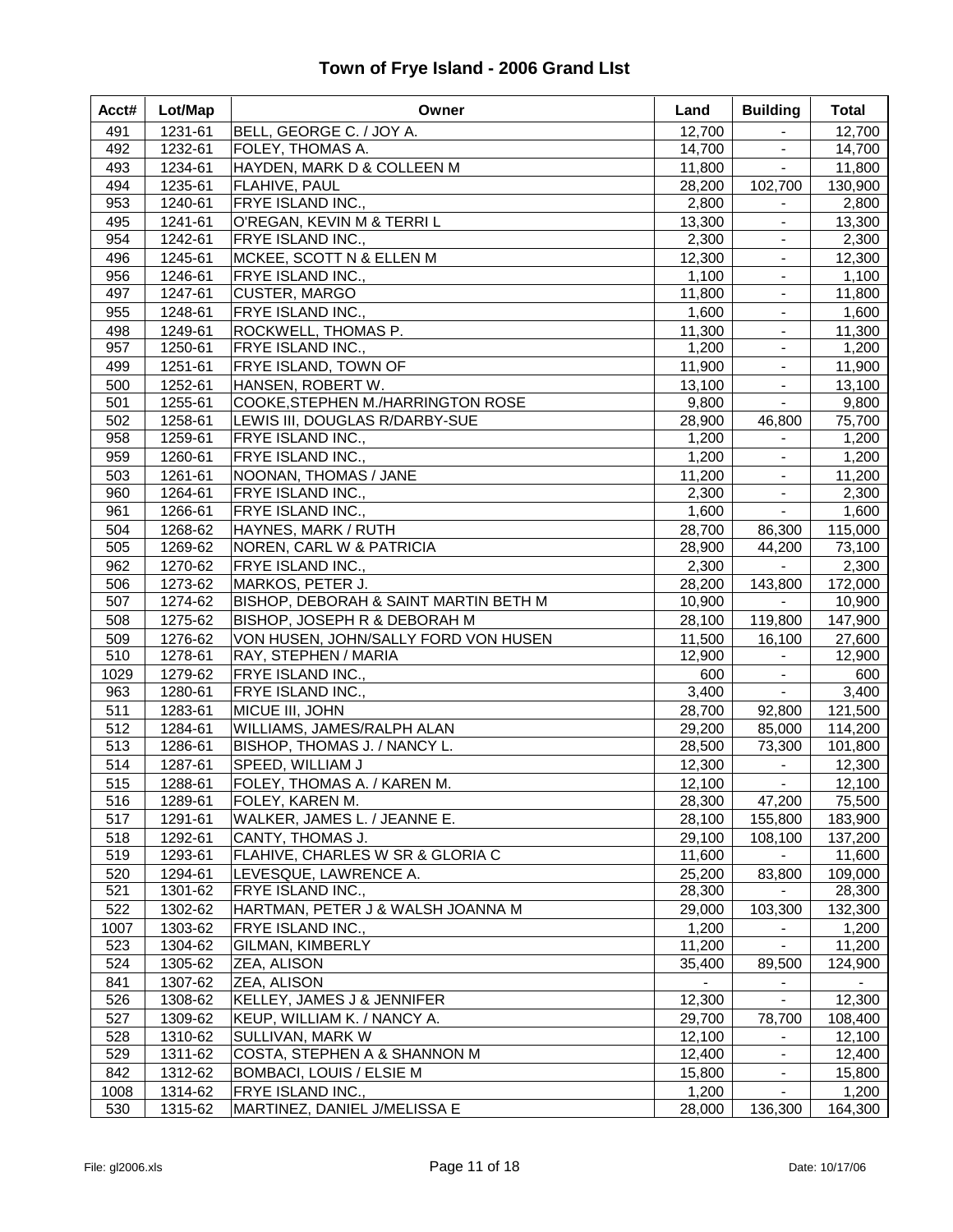# Town of Frye Island - 2006 Grand LIst

| Acct# | Lot/Map | Owner | Land | Building | Total |
|---|---|---|---|---|---|
| 491 | 1231-61 | BELL, GEORGE C. / JOY A. | 12,700 | - | 12,700 |
| 492 | 1232-61 | FOLEY, THOMAS A. | 14,700 | - | 14,700 |
| 493 | 1234-61 | HAYDEN, MARK D & COLLEEN M | 11,800 | - | 11,800 |
| 494 | 1235-61 | FLAHIVE, PAUL | 28,200 | 102,700 | 130,900 |
| 953 | 1240-61 | FRYE ISLAND INC., | 2,800 | - | 2,800 |
| 495 | 1241-61 | O'REGAN, KEVIN M & TERRI L | 13,300 | - | 13,300 |
| 954 | 1242-61 | FRYE ISLAND INC., | 2,300 | - | 2,300 |
| 496 | 1245-61 | MCKEE, SCOTT N & ELLEN M | 12,300 | - | 12,300 |
| 956 | 1246-61 | FRYE ISLAND INC., | 1,100 | - | 1,100 |
| 497 | 1247-61 | CUSTER, MARGO | 11,800 | - | 11,800 |
| 955 | 1248-61 | FRYE ISLAND INC., | 1,600 | - | 1,600 |
| 498 | 1249-61 | ROCKWELL, THOMAS P. | 11,300 | - | 11,300 |
| 957 | 1250-61 | FRYE ISLAND INC., | 1,200 | - | 1,200 |
| 499 | 1251-61 | FRYE ISLAND, TOWN OF | 11,900 | - | 11,900 |
| 500 | 1252-61 | HANSEN, ROBERT W. | 13,100 | - | 13,100 |
| 501 | 1255-61 | COOKE,STEPHEN M./HARRINGTON ROSE | 9,800 | - | 9,800 |
| 502 | 1258-61 | LEWIS III, DOUGLAS R/DARBY-SUE | 28,900 | 46,800 | 75,700 |
| 958 | 1259-61 | FRYE ISLAND INC., | 1,200 | - | 1,200 |
| 959 | 1260-61 | FRYE ISLAND INC., | 1,200 | - | 1,200 |
| 503 | 1261-61 | NOONAN, THOMAS / JANE | 11,200 | - | 11,200 |
| 960 | 1264-61 | FRYE ISLAND INC., | 2,300 | - | 2,300 |
| 961 | 1266-61 | FRYE ISLAND INC., | 1,600 | - | 1,600 |
| 504 | 1268-62 | HAYNES, MARK / RUTH | 28,700 | 86,300 | 115,000 |
| 505 | 1269-62 | NOREN, CARL W & PATRICIA | 28,900 | 44,200 | 73,100 |
| 962 | 1270-62 | FRYE ISLAND INC., | 2,300 | - | 2,300 |
| 506 | 1273-62 | MARKOS, PETER J. | 28,200 | 143,800 | 172,000 |
| 507 | 1274-62 | BISHOP, DEBORAH & SAINT MARTIN BETH M | 10,900 | - | 10,900 |
| 508 | 1275-62 | BISHOP, JOSEPH R & DEBORAH M | 28,100 | 119,800 | 147,900 |
| 509 | 1276-62 | VON HUSEN, JOHN/SALLY FORD VON HUSEN | 11,500 | 16,100 | 27,600 |
| 510 | 1278-61 | RAY, STEPHEN / MARIA | 12,900 | - | 12,900 |
| 1029 | 1279-62 | FRYE ISLAND INC., | 600 | - | 600 |
| 963 | 1280-61 | FRYE ISLAND INC., | 3,400 | - | 3,400 |
| 511 | 1283-61 | MICUE III, JOHN | 28,700 | 92,800 | 121,500 |
| 512 | 1284-61 | WILLIAMS, JAMES/RALPH ALAN | 29,200 | 85,000 | 114,200 |
| 513 | 1286-61 | BISHOP, THOMAS J. / NANCY L. | 28,500 | 73,300 | 101,800 |
| 514 | 1287-61 | SPEED, WILLIAM J | 12,300 | - | 12,300 |
| 515 | 1288-61 | FOLEY, THOMAS A. / KAREN M. | 12,100 | - | 12,100 |
| 516 | 1289-61 | FOLEY, KAREN M. | 28,300 | 47,200 | 75,500 |
| 517 | 1291-61 | WALKER, JAMES L. / JEANNE E. | 28,100 | 155,800 | 183,900 |
| 518 | 1292-61 | CANTY, THOMAS J. | 29,100 | 108,100 | 137,200 |
| 519 | 1293-61 | FLAHIVE, CHARLES W SR & GLORIA C | 11,600 | - | 11,600 |
| 520 | 1294-61 | LEVESQUE, LAWRENCE A. | 25,200 | 83,800 | 109,000 |
| 521 | 1301-62 | FRYE ISLAND INC., | 28,300 | - | 28,300 |
| 522 | 1302-62 | HARTMAN, PETER J & WALSH JOANNA M | 29,000 | 103,300 | 132,300 |
| 1007 | 1303-62 | FRYE ISLAND INC., | 1,200 | - | 1,200 |
| 523 | 1304-62 | GILMAN, KIMBERLY | 11,200 | - | 11,200 |
| 524 | 1305-62 | ZEA, ALISON | 35,400 | 89,500 | 124,900 |
| 841 | 1307-62 | ZEA, ALISON | - | - | - |
| 526 | 1308-62 | KELLEY, JAMES J & JENNIFER | 12,300 | - | 12,300 |
| 527 | 1309-62 | KEUP, WILLIAM K. / NANCY A. | 29,700 | 78,700 | 108,400 |
| 528 | 1310-62 | SULLIVAN, MARK W | 12,100 | - | 12,100 |
| 529 | 1311-62 | COSTA, STEPHEN A & SHANNON M | 12,400 | - | 12,400 |
| 842 | 1312-62 | BOMBACI, LOUIS / ELSIE M | 15,800 | - | 15,800 |
| 1008 | 1314-62 | FRYE ISLAND INC., | 1,200 | - | 1,200 |
| 530 | 1315-62 | MARTINEZ, DANIEL J/MELISSA E | 28,000 | 136,300 | 164,300 |

File: gl2006.xls Date: 10/17/06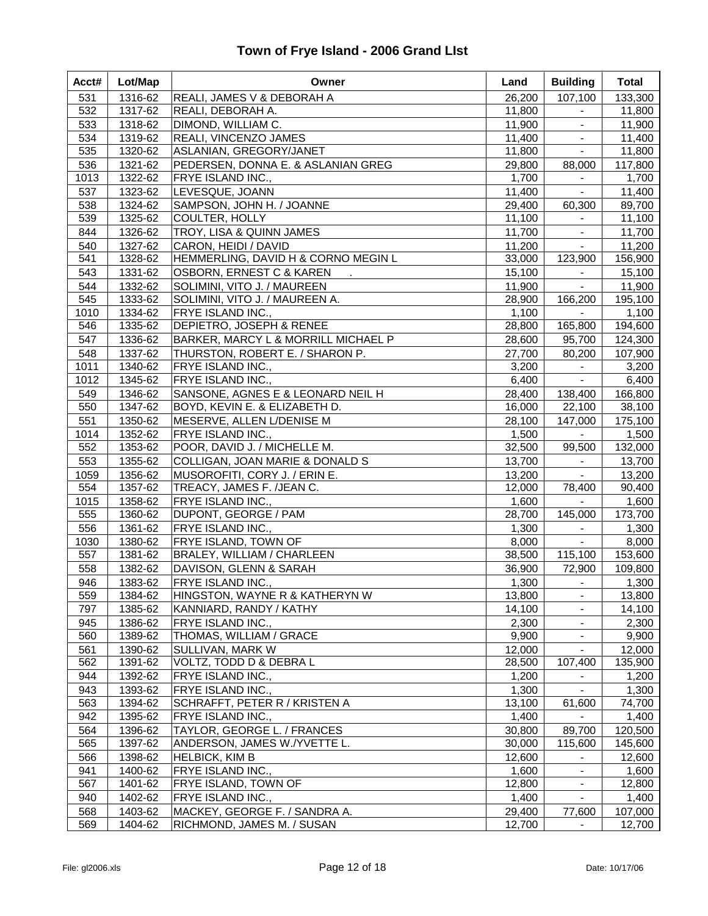# Town of Frye Island - 2006 Grand LIst

| Acct# | Lot/Map | Owner | Land | Building | Total |
|---|---|---|---|---|---|
| 531 | 1316-62 | REALI, JAMES V & DEBORAH A | 26,200 | 107,100 | 133,300 |
| 532 | 1317-62 | REALI, DEBORAH A. | 11,800 | - | 11,800 |
| 533 | 1318-62 | DIMOND, WILLIAM C. | 11,900 | - | 11,900 |
| 534 | 1319-62 | REALI, VINCENZO JAMES | 11,400 | - | 11,400 |
| 535 | 1320-62 | ASLANIAN, GREGORY/JANET | 11,800 | - | 11,800 |
| 536 | 1321-62 | PEDERSEN, DONNA E. & ASLANIAN GREG | 29,800 | 88,000 | 117,800 |
| 1013 | 1322-62 | FRYE ISLAND INC., | 1,700 | - | 1,700 |
| 537 | 1323-62 | LEVESQUE, JOANN | 11,400 | - | 11,400 |
| 538 | 1324-62 | SAMPSON, JOHN H. / JOANNE | 29,400 | 60,300 | 89,700 |
| 539 | 1325-62 | COULTER, HOLLY | 11,100 | - | 11,100 |
| 844 | 1326-62 | TROY, LISA & QUINN JAMES | 11,700 | - | 11,700 |
| 540 | 1327-62 | CARON, HEIDI / DAVID | 11,200 | - | 11,200 |
| 541 | 1328-62 | HEMMERLING, DAVID H & CORNO MEGIN L | 33,000 | 123,900 | 156,900 |
| 543 | 1331-62 | OSBORN, ERNEST C & KAREN . | 15,100 | - | 15,100 |
| 544 | 1332-62 | SOLIMINI, VITO J. / MAUREEN | 11,900 | - | 11,900 |
| 545 | 1333-62 | SOLIMINI, VITO J. / MAUREEN A. | 28,900 | 166,200 | 195,100 |
| 1010 | 1334-62 | FRYE ISLAND INC., | 1,100 | - | 1,100 |
| 546 | 1335-62 | DEPIETRO, JOSEPH & RENEE | 28,800 | 165,800 | 194,600 |
| 547 | 1336-62 | BARKER, MARCY L & MORRILL MICHAEL P | 28,600 | 95,700 | 124,300 |
| 548 | 1337-62 | THURSTON, ROBERT E. / SHARON P. | 27,700 | 80,200 | 107,900 |
| 1011 | 1340-62 | FRYE ISLAND INC., | 3,200 | - | 3,200 |
| 1012 | 1345-62 | FRYE ISLAND INC., | 6,400 | - | 6,400 |
| 549 | 1346-62 | SANSONE, AGNES E & LEONARD NEIL H | 28,400 | 138,400 | 166,800 |
| 550 | 1347-62 | BOYD, KEVIN E. & ELIZABETH D. | 16,000 | 22,100 | 38,100 |
| 551 | 1350-62 | MESERVE, ALLEN L/DENISE M | 28,100 | 147,000 | 175,100 |
| 1014 | 1352-62 | FRYE ISLAND INC., | 1,500 | - | 1,500 |
| 552 | 1353-62 | POOR, DAVID J. / MICHELLE M. | 32,500 | 99,500 | 132,000 |
| 553 | 1355-62 | COLLIGAN, JOAN MARIE & DONALD S | 13,700 | - | 13,700 |
| 1059 | 1356-62 | MUSOROFITI, CORY J. / ERIN E. | 13,200 | - | 13,200 |
| 554 | 1357-62 | TREACY, JAMES F. /JEAN C. | 12,000 | 78,400 | 90,400 |
| 1015 | 1358-62 | FRYE ISLAND INC., | 1,600 | - | 1,600 |
| 555 | 1360-62 | DUPONT, GEORGE / PAM | 28,700 | 145,000 | 173,700 |
| 556 | 1361-62 | FRYE ISLAND INC., | 1,300 | - | 1,300 |
| 1030 | 1380-62 | FRYE ISLAND, TOWN OF | 8,000 | - | 8,000 |
| 557 | 1381-62 | BRALEY, WILLIAM / CHARLEEN | 38,500 | 115,100 | 153,600 |
| 558 | 1382-62 | DAVISON, GLENN & SARAH | 36,900 | 72,900 | 109,800 |
| 946 | 1383-62 | FRYE ISLAND INC., | 1,300 | - | 1,300 |
| 559 | 1384-62 | HINGSTON, WAYNE R & KATHERYN W | 13,800 | - | 13,800 |
| 797 | 1385-62 | KANNIARD, RANDY / KATHY | 14,100 | - | 14,100 |
| 945 | 1386-62 | FRYE ISLAND INC., | 2,300 | - | 2,300 |
| 560 | 1389-62 | THOMAS, WILLIAM / GRACE | 9,900 | - | 9,900 |
| 561 | 1390-62 | SULLIVAN, MARK W | 12,000 | - | 12,000 |
| 562 | 1391-62 | VOLTZ, TODD D & DEBRA L | 28,500 | 107,400 | 135,900 |
| 944 | 1392-62 | FRYE ISLAND INC., | 1,200 | - | 1,200 |
| 943 | 1393-62 | FRYE ISLAND INC., | 1,300 | - | 1,300 |
| 563 | 1394-62 | SCHRAFFT, PETER R / KRISTEN A | 13,100 | 61,600 | 74,700 |
| 942 | 1395-62 | FRYE ISLAND INC., | 1,400 | - | 1,400 |
| 564 | 1396-62 | TAYLOR, GEORGE L. / FRANCES | 30,800 | 89,700 | 120,500 |
| 565 | 1397-62 | ANDERSON, JAMES W./YVETTE L. | 30,000 | 115,600 | 145,600 |
| 566 | 1398-62 | HELBICK, KIM B | 12,600 | - | 12,600 |
| 941 | 1400-62 | FRYE ISLAND INC., | 1,600 | - | 1,600 |
| 567 | 1401-62 | FRYE ISLAND, TOWN OF | 12,800 | - | 12,800 |
| 940 | 1402-62 | FRYE ISLAND INC., | 1,400 | - | 1,400 |
| 568 | 1403-62 | MACKEY, GEORGE F. / SANDRA A. | 29,400 | 77,600 | 107,000 |
| 569 | 1404-62 | RICHMOND, JAMES M. / SUSAN | 12,700 | - | 12,700 |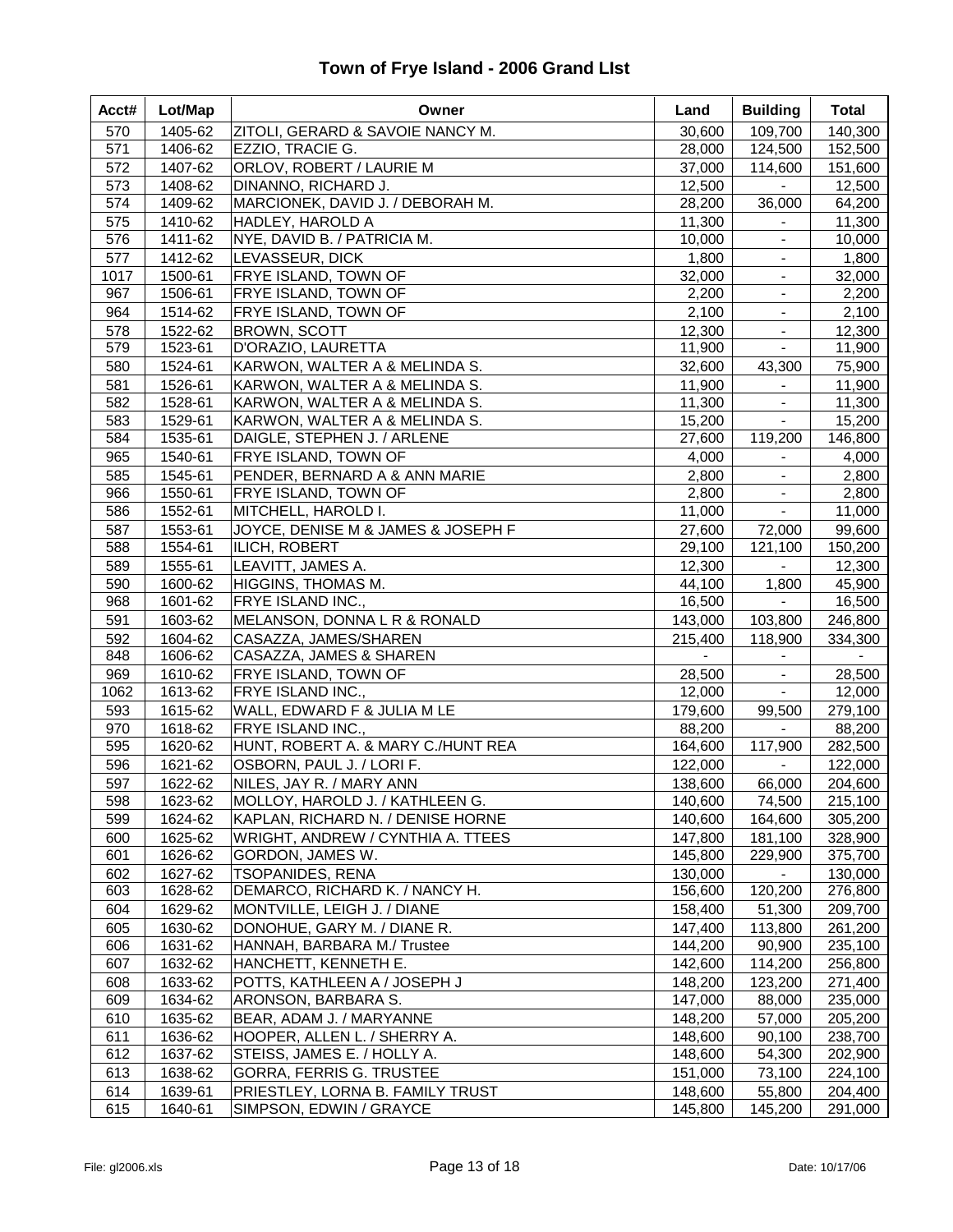# Town of Frye Island - 2006 Grand LIst

| Acct# | Lot/Map | Owner | Land | Building | Total |
|---|---|---|---|---|---|
| 570 | 1405-62 | ZITOLI, GERARD & SAVOIE NANCY M. | 30,600 | 109,700 | 140,300 |
| 571 | 1406-62 | EZZIO, TRACIE G. | 28,000 | 124,500 | 152,500 |
| 572 | 1407-62 | ORLOV, ROBERT / LAURIE M | 37,000 | 114,600 | 151,600 |
| 573 | 1408-62 | DINANNO, RICHARD J. | 12,500 | - | 12,500 |
| 574 | 1409-62 | MARCIONEK, DAVID J. / DEBORAH M. | 28,200 | 36,000 | 64,200 |
| 575 | 1410-62 | HADLEY, HAROLD A | 11,300 | - | 11,300 |
| 576 | 1411-62 | NYE, DAVID B. / PATRICIA M. | 10,000 | - | 10,000 |
| 577 | 1412-62 | LEVASSEUR, DICK | 1,800 | - | 1,800 |
| 1017 | 1500-61 | FRYE ISLAND, TOWN OF | 32,000 | - | 32,000 |
| 967 | 1506-61 | FRYE ISLAND, TOWN OF | 2,200 | - | 2,200 |
| 964 | 1514-62 | FRYE ISLAND, TOWN OF | 2,100 | - | 2,100 |
| 578 | 1522-62 | BROWN, SCOTT | 12,300 | - | 12,300 |
| 579 | 1523-61 | D'ORAZIO, LAURETTA | 11,900 | - | 11,900 |
| 580 | 1524-61 | KARWON, WALTER A & MELINDA S. | 32,600 | 43,300 | 75,900 |
| 581 | 1526-61 | KARWON, WALTER A & MELINDA S. | 11,900 | - | 11,900 |
| 582 | 1528-61 | KARWON, WALTER A & MELINDA S. | 11,300 | - | 11,300 |
| 583 | 1529-61 | KARWON, WALTER A & MELINDA S. | 15,200 | - | 15,200 |
| 584 | 1535-61 | DAIGLE, STEPHEN J. / ARLENE | 27,600 | 119,200 | 146,800 |
| 965 | 1540-61 | FRYE ISLAND, TOWN OF | 4,000 | - | 4,000 |
| 585 | 1545-61 | PENDER, BERNARD A & ANN MARIE | 2,800 | - | 2,800 |
| 966 | 1550-61 | FRYE ISLAND, TOWN OF | 2,800 | - | 2,800 |
| 586 | 1552-61 | MITCHELL, HAROLD I. | 11,000 | - | 11,000 |
| 587 | 1553-61 | JOYCE, DENISE M & JAMES & JOSEPH F | 27,600 | 72,000 | 99,600 |
| 588 | 1554-61 | ILICH, ROBERT | 29,100 | 121,100 | 150,200 |
| 589 | 1555-61 | LEAVITT, JAMES A. | 12,300 | - | 12,300 |
| 590 | 1600-62 | HIGGINS, THOMAS M. | 44,100 | 1,800 | 45,900 |
| 968 | 1601-62 | FRYE ISLAND INC., | 16,500 | - | 16,500 |
| 591 | 1603-62 | MELANSON, DONNA L R & RONALD | 143,000 | 103,800 | 246,800 |
| 592 | 1604-62 | CASAZZA, JAMES/SHAREN | 215,400 | 118,900 | 334,300 |
| 848 | 1606-62 | CASAZZA, JAMES & SHAREN | - | - | - |
| 969 | 1610-62 | FRYE ISLAND, TOWN OF | 28,500 | - | 28,500 |
| 1062 | 1613-62 | FRYE ISLAND INC., | 12,000 | - | 12,000 |
| 593 | 1615-62 | WALL, EDWARD F & JULIA M LE | 179,600 | 99,500 | 279,100 |
| 970 | 1618-62 | FRYE ISLAND INC., | 88,200 | - | 88,200 |
| 595 | 1620-62 | HUNT, ROBERT A. & MARY C./HUNT REA | 164,600 | 117,900 | 282,500 |
| 596 | 1621-62 | OSBORN, PAUL J. / LORI F. | 122,000 | - | 122,000 |
| 597 | 1622-62 | NILES, JAY R. / MARY ANN | 138,600 | 66,000 | 204,600 |
| 598 | 1623-62 | MOLLOY, HAROLD J. / KATHLEEN G. | 140,600 | 74,500 | 215,100 |
| 599 | 1624-62 | KAPLAN, RICHARD N. / DENISE HORNE | 140,600 | 164,600 | 305,200 |
| 600 | 1625-62 | WRIGHT, ANDREW / CYNTHIA A. TTEES | 147,800 | 181,100 | 328,900 |
| 601 | 1626-62 | GORDON, JAMES W. | 145,800 | 229,900 | 375,700 |
| 602 | 1627-62 | TSOPANIDES, RENA | 130,000 | - | 130,000 |
| 603 | 1628-62 | DEMARCO, RICHARD K. / NANCY H. | 156,600 | 120,200 | 276,800 |
| 604 | 1629-62 | MONTVILLE, LEIGH J. / DIANE | 158,400 | 51,300 | 209,700 |
| 605 | 1630-62 | DONOHUE, GARY M. / DIANE R. | 147,400 | 113,800 | 261,200 |
| 606 | 1631-62 | HANNAH, BARBARA M./ Trustee | 144,200 | 90,900 | 235,100 |
| 607 | 1632-62 | HANCHETT, KENNETH E. | 142,600 | 114,200 | 256,800 |
| 608 | 1633-62 | POTTS, KATHLEEN A / JOSEPH J | 148,200 | 123,200 | 271,400 |
| 609 | 1634-62 | ARONSON, BARBARA S. | 147,000 | 88,000 | 235,000 |
| 610 | 1635-62 | BEAR, ADAM J. / MARYANNE | 148,200 | 57,000 | 205,200 |
| 611 | 1636-62 | HOOPER, ALLEN L. / SHERRY A. | 148,600 | 90,100 | 238,700 |
| 612 | 1637-62 | STEISS, JAMES E. / HOLLY A. | 148,600 | 54,300 | 202,900 |
| 613 | 1638-62 | GORRA, FERRIS G. TRUSTEE | 151,000 | 73,100 | 224,100 |
| 614 | 1639-61 | PRIESTLEY, LORNA B. FAMILY TRUST | 148,600 | 55,800 | 204,400 |
| 615 | 1640-61 | SIMPSON, EDWIN / GRAYCE | 145,800 | 145,200 | 291,000 |

File: gl2006.xls Date: 10/17/06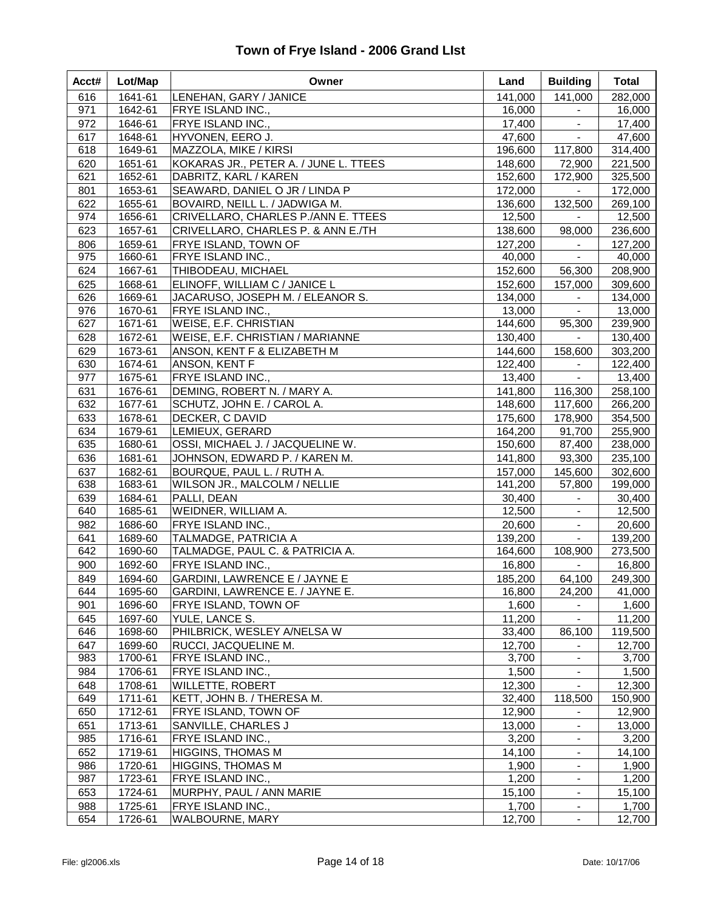# Town of Frye Island - 2006 Grand LIst

| Acct# | Lot/Map | Owner | Land | Building | Total |
|---|---|---|---|---|---|
| 616 | 1641-61 | LENEHAN, GARY / JANICE | 141,000 | 141,000 | 282,000 |
| 971 | 1642-61 | FRYE ISLAND INC., | 16,000 | - | 16,000 |
| 972 | 1646-61 | FRYE ISLAND INC., | 17,400 | - | 17,400 |
| 617 | 1648-61 | HYVONEN, EERO J. | 47,600 | - | 47,600 |
| 618 | 1649-61 | MAZZOLA, MIKE / KIRSI | 196,600 | 117,800 | 314,400 |
| 620 | 1651-61 | KOKARAS JR., PETER A. / JUNE L. TTEES | 148,600 | 72,900 | 221,500 |
| 621 | 1652-61 | DABRITZ, KARL / KAREN | 152,600 | 172,900 | 325,500 |
| 801 | 1653-61 | SEAWARD, DANIEL O JR / LINDA P | 172,000 | - | 172,000 |
| 622 | 1655-61 | BOVAIRD, NEILL L. / JADWIGA M. | 136,600 | 132,500 | 269,100 |
| 974 | 1656-61 | CRIVELLARO, CHARLES P./ANN E. TTEES | 12,500 | - | 12,500 |
| 623 | 1657-61 | CRIVELLARO, CHARLES P. & ANN E./TH | 138,600 | 98,000 | 236,600 |
| 806 | 1659-61 | FRYE ISLAND, TOWN OF | 127,200 | - | 127,200 |
| 975 | 1660-61 | FRYE ISLAND INC., | 40,000 | - | 40,000 |
| 624 | 1667-61 | THIBODEAU, MICHAEL | 152,600 | 56,300 | 208,900 |
| 625 | 1668-61 | ELINOFF, WILLIAM C / JANICE L | 152,600 | 157,000 | 309,600 |
| 626 | 1669-61 | JACARUSO, JOSEPH M. / ELEANOR S. | 134,000 | - | 134,000 |
| 976 | 1670-61 | FRYE ISLAND INC., | 13,000 | - | 13,000 |
| 627 | 1671-61 | WEISE, E.F. CHRISTIAN | 144,600 | 95,300 | 239,900 |
| 628 | 1672-61 | WEISE, E.F. CHRISTIAN / MARIANNE | 130,400 | - | 130,400 |
| 629 | 1673-61 | ANSON, KENT F & ELIZABETH M | 144,600 | 158,600 | 303,200 |
| 630 | 1674-61 | ANSON, KENT F | 122,400 | - | 122,400 |
| 977 | 1675-61 | FRYE ISLAND INC., | 13,400 | - | 13,400 |
| 631 | 1676-61 | DEMING, ROBERT N. / MARY A. | 141,800 | 116,300 | 258,100 |
| 632 | 1677-61 | SCHUTZ, JOHN E. / CAROL A. | 148,600 | 117,600 | 266,200 |
| 633 | 1678-61 | DECKER, C DAVID | 175,600 | 178,900 | 354,500 |
| 634 | 1679-61 | LEMIEUX, GERARD | 164,200 | 91,700 | 255,900 |
| 635 | 1680-61 | OSSI, MICHAEL J. / JACQUELINE W. | 150,600 | 87,400 | 238,000 |
| 636 | 1681-61 | JOHNSON, EDWARD P. / KAREN M. | 141,800 | 93,300 | 235,100 |
| 637 | 1682-61 | BOURQUE, PAUL L. / RUTH A. | 157,000 | 145,600 | 302,600 |
| 638 | 1683-61 | WILSON JR., MALCOLM / NELLIE | 141,200 | 57,800 | 199,000 |
| 639 | 1684-61 | PALLI, DEAN | 30,400 | - | 30,400 |
| 640 | 1685-61 | WEIDNER, WILLIAM A. | 12,500 | - | 12,500 |
| 982 | 1686-60 | FRYE ISLAND INC., | 20,600 | - | 20,600 |
| 641 | 1689-60 | TALMADGE, PATRICIA A | 139,200 | - | 139,200 |
| 642 | 1690-60 | TALMADGE, PAUL C. & PATRICIA A. | 164,600 | 108,900 | 273,500 |
| 900 | 1692-60 | FRYE ISLAND INC., | 16,800 | - | 16,800 |
| 849 | 1694-60 | GARDINI, LAWRENCE E / JAYNE E | 185,200 | 64,100 | 249,300 |
| 644 | 1695-60 | GARDINI, LAWRENCE E. / JAYNE E. | 16,800 | 24,200 | 41,000 |
| 901 | 1696-60 | FRYE ISLAND, TOWN OF | 1,600 | - | 1,600 |
| 645 | 1697-60 | YULE, LANCE S. | 11,200 | - | 11,200 |
| 646 | 1698-60 | PHILBRICK, WESLEY A/NELSA W | 33,400 | 86,100 | 119,500 |
| 647 | 1699-60 | RUCCI, JACQUELINE M. | 12,700 | - | 12,700 |
| 983 | 1700-61 | FRYE ISLAND INC., | 3,700 | - | 3,700 |
| 984 | 1706-61 | FRYE ISLAND INC., | 1,500 | - | 1,500 |
| 648 | 1708-61 | WILLETTE, ROBERT | 12,300 | - | 12,300 |
| 649 | 1711-61 | KETT, JOHN B. / THERESA M. | 32,400 | 118,500 | 150,900 |
| 650 | 1712-61 | FRYE ISLAND, TOWN OF | 12,900 | - | 12,900 |
| 651 | 1713-61 | SANVILLE, CHARLES J | 13,000 | - | 13,000 |
| 985 | 1716-61 | FRYE ISLAND INC., | 3,200 | - | 3,200 |
| 652 | 1719-61 | HIGGINS, THOMAS M | 14,100 | - | 14,100 |
| 986 | 1720-61 | HIGGINS, THOMAS M | 1,900 | - | 1,900 |
| 987 | 1723-61 | FRYE ISLAND INC., | 1,200 | - | 1,200 |
| 653 | 1724-61 | MURPHY, PAUL / ANN MARIE | 15,100 | - | 15,100 |
| 988 | 1725-61 | FRYE ISLAND INC., | 1,700 | - | 1,700 |
| 654 | 1726-61 | WALBOURNE, MARY | 12,700 | - | 12,700 |

File: gl2006.xls | Date: 10/17/06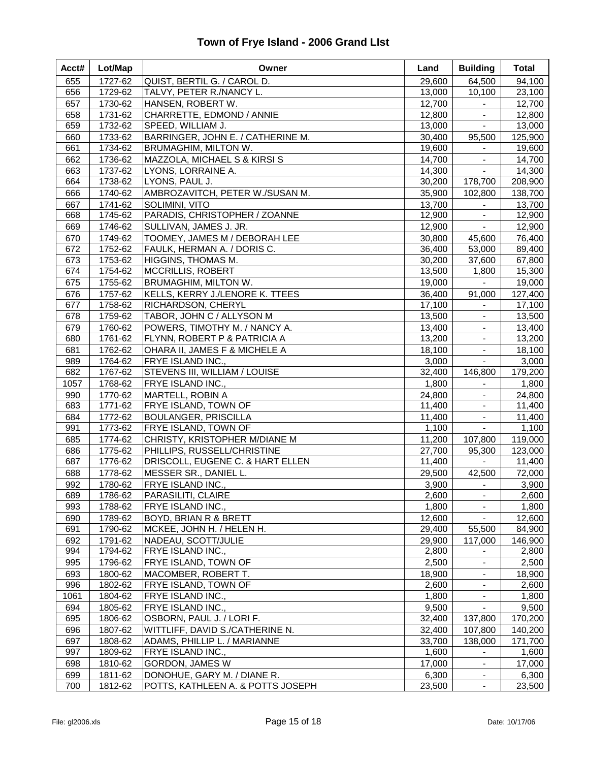# Town of Frye Island - 2006 Grand LIst

| Acct# | Lot/Map | Owner | Land | Building | Total |
|---|---|---|---|---|---|
| 655 | 1727-62 | QUIST, BERTIL G. / CAROL D. | 29,600 | 64,500 | 94,100 |
| 656 | 1729-62 | TALVY, PETER R./NANCY L. | 13,000 | 10,100 | 23,100 |
| 657 | 1730-62 | HANSEN, ROBERT W. | 12,700 | - | 12,700 |
| 658 | 1731-62 | CHARRETTE, EDMOND / ANNIE | 12,800 | - | 12,800 |
| 659 | 1732-62 | SPEED, WILLIAM J. | 13,000 | - | 13,000 |
| 660 | 1733-62 | BARRINGER, JOHN E. / CATHERINE M. | 30,400 | 95,500 | 125,900 |
| 661 | 1734-62 | BRUMAGHIM, MILTON W. | 19,600 | - | 19,600 |
| 662 | 1736-62 | MAZZOLA, MICHAEL S & KIRSI S | 14,700 | - | 14,700 |
| 663 | 1737-62 | LYONS, LORRAINE A. | 14,300 | - | 14,300 |
| 664 | 1738-62 | LYONS, PAUL J. | 30,200 | 178,700 | 208,900 |
| 666 | 1740-62 | AMBROZAVITCH, PETER W./SUSAN M. | 35,900 | 102,800 | 138,700 |
| 667 | 1741-62 | SOLIMINI, VITO | 13,700 | - | 13,700 |
| 668 | 1745-62 | PARADIS, CHRISTOPHER / ZOANNE | 12,900 | - | 12,900 |
| 669 | 1746-62 | SULLIVAN, JAMES J. JR. | 12,900 | - | 12,900 |
| 670 | 1749-62 | TOOMEY, JAMES M / DEBORAH LEE | 30,800 | 45,600 | 76,400 |
| 672 | 1752-62 | FAULK, HERMAN A. / DORIS C. | 36,400 | 53,000 | 89,400 |
| 673 | 1753-62 | HIGGINS, THOMAS M. | 30,200 | 37,600 | 67,800 |
| 674 | 1754-62 | MCCRILLIS, ROBERT | 13,500 | 1,800 | 15,300 |
| 675 | 1755-62 | BRUMAGHIM, MILTON W. | 19,000 | - | 19,000 |
| 676 | 1757-62 | KELLS, KERRY J./LENORE K. TTEES | 36,400 | 91,000 | 127,400 |
| 677 | 1758-62 | RICHARDSON, CHERYL | 17,100 | - | 17,100 |
| 678 | 1759-62 | TABOR, JOHN C / ALLYSON M | 13,500 | - | 13,500 |
| 679 | 1760-62 | POWERS, TIMOTHY M. / NANCY A. | 13,400 | - | 13,400 |
| 680 | 1761-62 | FLYNN, ROBERT P & PATRICIA A | 13,200 | - | 13,200 |
| 681 | 1762-62 | OHARA II, JAMES F & MICHELE A | 18,100 | - | 18,100 |
| 989 | 1764-62 | FRYE ISLAND INC., | 3,000 | - | 3,000 |
| 682 | 1767-62 | STEVENS III, WILLIAM / LOUISE | 32,400 | 146,800 | 179,200 |
| 1057 | 1768-62 | FRYE ISLAND INC., | 1,800 | - | 1,800 |
| 990 | 1770-62 | MARTELL, ROBIN A | 24,800 | - | 24,800 |
| 683 | 1771-62 | FRYE ISLAND, TOWN OF | 11,400 | - | 11,400 |
| 684 | 1772-62 | BOULANGER, PRISCILLA | 11,400 | - | 11,400 |
| 991 | 1773-62 | FRYE ISLAND, TOWN OF | 1,100 | - | 1,100 |
| 685 | 1774-62 | CHRISTY, KRISTOPHER M/DIANE M | 11,200 | 107,800 | 119,000 |
| 686 | 1775-62 | PHILLIPS, RUSSELL/CHRISTINE | 27,700 | 95,300 | 123,000 |
| 687 | 1776-62 | DRISCOLL, EUGENE C. & HART ELLEN | 11,400 | - | 11,400 |
| 688 | 1778-62 | MESSER SR., DANIEL L. | 29,500 | 42,500 | 72,000 |
| 992 | 1780-62 | FRYE ISLAND INC., | 3,900 | - | 3,900 |
| 689 | 1786-62 | PARASILITI, CLAIRE | 2,600 | - | 2,600 |
| 993 | 1788-62 | FRYE ISLAND INC., | 1,800 | - | 1,800 |
| 690 | 1789-62 | BOYD, BRIAN R & BRETT | 12,600 | - | 12,600 |
| 691 | 1790-62 | MCKEE, JOHN H. / HELEN H. | 29,400 | 55,500 | 84,900 |
| 692 | 1791-62 | NADEAU, SCOTT/JULIE | 29,900 | 117,000 | 146,900 |
| 994 | 1794-62 | FRYE ISLAND INC., | 2,800 | - | 2,800 |
| 995 | 1796-62 | FRYE ISLAND, TOWN OF | 2,500 | - | 2,500 |
| 693 | 1800-62 | MACOMBER, ROBERT T. | 18,900 | - | 18,900 |
| 996 | 1802-62 | FRYE ISLAND, TOWN OF | 2,600 | - | 2,600 |
| 1061 | 1804-62 | FRYE ISLAND INC., | 1,800 | - | 1,800 |
| 694 | 1805-62 | FRYE ISLAND INC., | 9,500 | - | 9,500 |
| 695 | 1806-62 | OSBORN, PAUL J. / LORI F. | 32,400 | 137,800 | 170,200 |
| 696 | 1807-62 | WITTLIFF, DAVID S./CATHERINE N. | 32,400 | 107,800 | 140,200 |
| 697 | 1808-62 | ADAMS, PHILLIP L. / MARIANNE | 33,700 | 138,000 | 171,700 |
| 997 | 1809-62 | FRYE ISLAND INC., | 1,600 | - | 1,600 |
| 698 | 1810-62 | GORDON, JAMES W | 17,000 | - | 17,000 |
| 699 | 1811-62 | DONOHUE, GARY M. / DIANE R. | 6,300 | - | 6,300 |
| 700 | 1812-62 | POTTS, KATHLEEN A. & POTTS JOSEPH | 23,500 | - | 23,500 |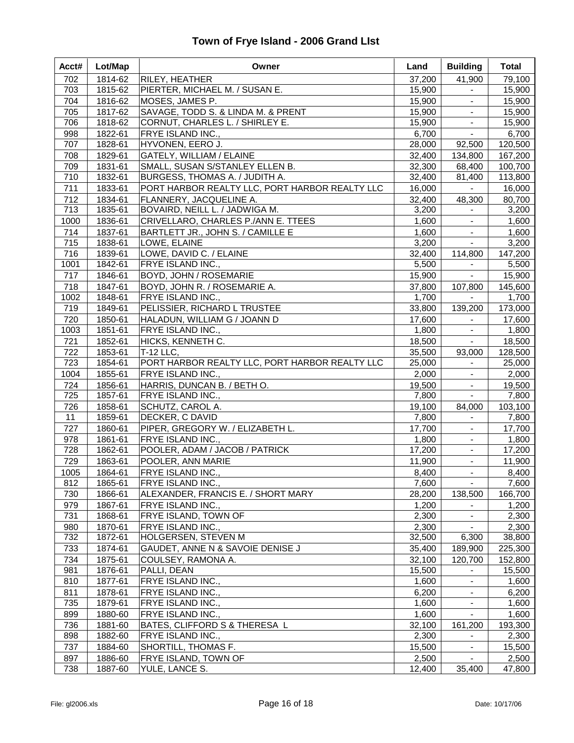# Town of Frye Island - 2006 Grand LIst

| Acct# | Lot/Map | Owner | Land | Building | Total |
|---|---|---|---|---|---|
| 702 | 1814-62 | RILEY, HEATHER | 37,200 | 41,900 | 79,100 |
| 703 | 1815-62 | PIERTER, MICHAEL M. / SUSAN E. | 15,900 | - | 15,900 |
| 704 | 1816-62 | MOSES, JAMES P. | 15,900 | - | 15,900 |
| 705 | 1817-62 | SAVAGE, TODD S. & LINDA M. & PRENT | 15,900 | - | 15,900 |
| 706 | 1818-62 | CORNUT, CHARLES L. / SHIRLEY E. | 15,900 | - | 15,900 |
| 998 | 1822-61 | FRYE ISLAND INC., | 6,700 | - | 6,700 |
| 707 | 1828-61 | HYVONEN, EERO J. | 28,000 | 92,500 | 120,500 |
| 708 | 1829-61 | GATELY, WILLIAM / ELAINE | 32,400 | 134,800 | 167,200 |
| 709 | 1831-61 | SMALL, SUSAN S/STANLEY ELLEN B. | 32,300 | 68,400 | 100,700 |
| 710 | 1832-61 | BURGESS, THOMAS A. / JUDITH A. | 32,400 | 81,400 | 113,800 |
| 711 | 1833-61 | PORT HARBOR REALTY LLC, PORT HARBOR REALTY LLC | 16,000 | - | 16,000 |
| 712 | 1834-61 | FLANNERY, JACQUELINE A. | 32,400 | 48,300 | 80,700 |
| 713 | 1835-61 | BOVAIRD, NEILL L. / JADWIGA M. | 3,200 | - | 3,200 |
| 1000 | 1836-61 | CRIVELLARO, CHARLES P./ANN E. TTEES | 1,600 | - | 1,600 |
| 714 | 1837-61 | BARTLETT JR., JOHN S. / CAMILLE E | 1,600 | - | 1,600 |
| 715 | 1838-61 | LOWE, ELAINE | 3,200 | - | 3,200 |
| 716 | 1839-61 | LOWE, DAVID C. / ELAINE | 32,400 | 114,800 | 147,200 |
| 1001 | 1842-61 | FRYE ISLAND INC., | 5,500 | - | 5,500 |
| 717 | 1846-61 | BOYD, JOHN / ROSEMARIE | 15,900 | - | 15,900 |
| 718 | 1847-61 | BOYD, JOHN R. / ROSEMARIE A. | 37,800 | 107,800 | 145,600 |
| 1002 | 1848-61 | FRYE ISLAND INC., | 1,700 | - | 1,700 |
| 719 | 1849-61 | PELISSIER, RICHARD L TRUSTEE | 33,800 | 139,200 | 173,000 |
| 720 | 1850-61 | HALADUN, WILLIAM G / JOANN D | 17,600 | - | 17,600 |
| 1003 | 1851-61 | FRYE ISLAND INC., | 1,800 | - | 1,800 |
| 721 | 1852-61 | HICKS, KENNETH C. | 18,500 | - | 18,500 |
| 722 | 1853-61 | T-12 LLC, | 35,500 | 93,000 | 128,500 |
| 723 | 1854-61 | PORT HARBOR REALTY LLC, PORT HARBOR REALTY LLC | 25,000 | - | 25,000 |
| 1004 | 1855-61 | FRYE ISLAND INC., | 2,000 | - | 2,000 |
| 724 | 1856-61 | HARRIS, DUNCAN B. / BETH O. | 19,500 | - | 19,500 |
| 725 | 1857-61 | FRYE ISLAND INC., | 7,800 | - | 7,800 |
| 726 | 1858-61 | SCHUTZ, CAROL A. | 19,100 | 84,000 | 103,100 |
| 11 | 1859-61 | DECKER, C DAVID | 7,800 | - | 7,800 |
| 727 | 1860-61 | PIPER, GREGORY W. / ELIZABETH L. | 17,700 | - | 17,700 |
| 978 | 1861-61 | FRYE ISLAND INC., | 1,800 | - | 1,800 |
| 728 | 1862-61 | POOLER, ADAM / JACOB / PATRICK | 17,200 | - | 17,200 |
| 729 | 1863-61 | POOLER, ANN MARIE | 11,900 | - | 11,900 |
| 1005 | 1864-61 | FRYE ISLAND INC., | 8,400 | - | 8,400 |
| 812 | 1865-61 | FRYE ISLAND INC., | 7,600 | - | 7,600 |
| 730 | 1866-61 | ALEXANDER, FRANCIS E. / SHORT MARY | 28,200 | 138,500 | 166,700 |
| 979 | 1867-61 | FRYE ISLAND INC., | 1,200 | - | 1,200 |
| 731 | 1868-61 | FRYE ISLAND, TOWN OF | 2,300 | - | 2,300 |
| 980 | 1870-61 | FRYE ISLAND INC., | 2,300 | - | 2,300 |
| 732 | 1872-61 | HOLGERSEN, STEVEN M | 32,500 | 6,300 | 38,800 |
| 733 | 1874-61 | GAUDET, ANNE N & SAVOIE DENISE J | 35,400 | 189,900 | 225,300 |
| 734 | 1875-61 | COULSEY, RAMONA A. | 32,100 | 120,700 | 152,800 |
| 981 | 1876-61 | PALLI, DEAN | 15,500 | - | 15,500 |
| 810 | 1877-61 | FRYE ISLAND INC., | 1,600 | - | 1,600 |
| 811 | 1878-61 | FRYE ISLAND INC., | 6,200 | - | 6,200 |
| 735 | 1879-61 | FRYE ISLAND INC., | 1,600 | - | 1,600 |
| 899 | 1880-60 | FRYE ISLAND INC., | 1,600 | - | 1,600 |
| 736 | 1881-60 | BATES, CLIFFORD S & THERESA L | 32,100 | 161,200 | 193,300 |
| 898 | 1882-60 | FRYE ISLAND INC., | 2,300 | - | 2,300 |
| 737 | 1884-60 | SHORTILL, THOMAS F. | 15,500 | - | 15,500 |
| 897 | 1886-60 | FRYE ISLAND, TOWN OF | 2,500 | - | 2,500 |
| 738 | 1887-60 | YULE, LANCE S. | 12,400 | 35,400 | 47,800 |

File: gl2006.xls Date: 10/17/06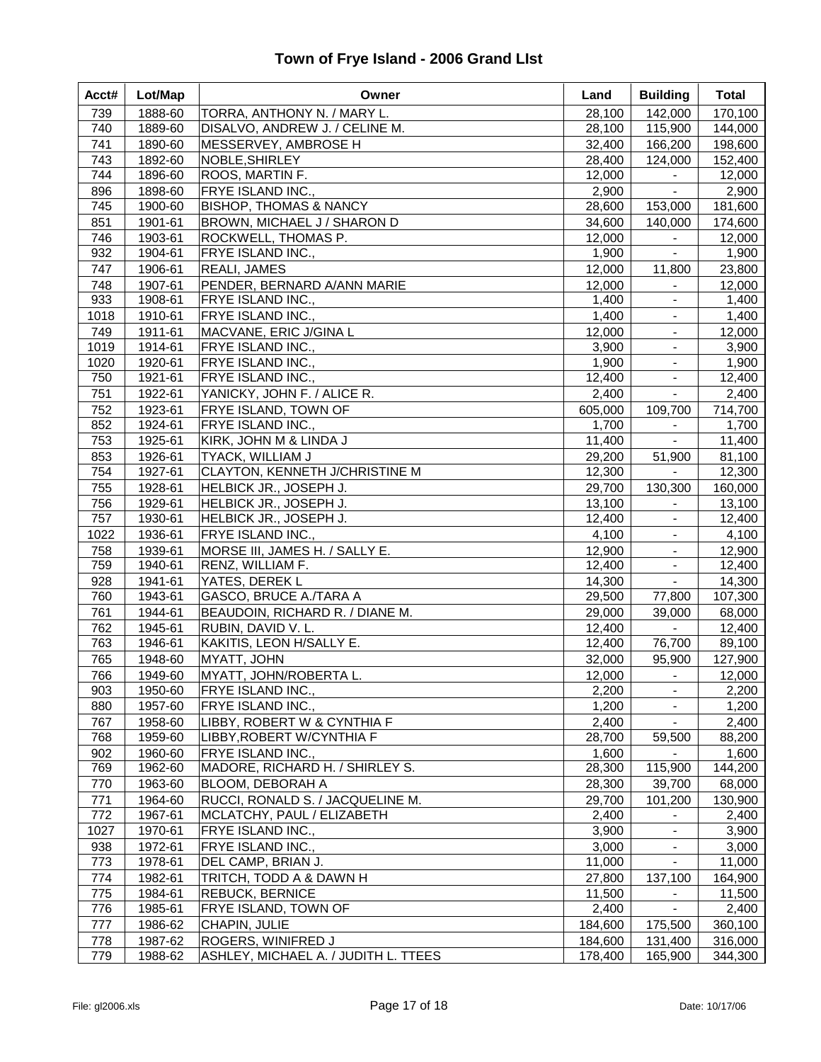# Town of Frye Island - 2006 Grand LIst

| Acct# | Lot/Map | Owner | Land | Building | Total |
|---|---|---|---|---|---|
| 739 | 1888-60 | TORRA, ANTHONY N. / MARY L. | 28,100 | 142,000 | 170,100 |
| 740 | 1889-60 | DISALVO, ANDREW J. / CELINE M. | 28,100 | 115,900 | 144,000 |
| 741 | 1890-60 | MESSERVEY, AMBROSE H | 32,400 | 166,200 | 198,600 |
| 743 | 1892-60 | NOBLE,SHIRLEY | 28,400 | 124,000 | 152,400 |
| 744 | 1896-60 | ROOS, MARTIN F. | 12,000 | - | 12,000 |
| 896 | 1898-60 | FRYE ISLAND INC., | 2,900 | - | 2,900 |
| 745 | 1900-60 | BISHOP, THOMAS & NANCY | 28,600 | 153,000 | 181,600 |
| 851 | 1901-61 | BROWN, MICHAEL J / SHARON D | 34,600 | 140,000 | 174,600 |
| 746 | 1903-61 | ROCKWELL, THOMAS P. | 12,000 | - | 12,000 |
| 932 | 1904-61 | FRYE ISLAND INC., | 1,900 | - | 1,900 |
| 747 | 1906-61 | REALI, JAMES | 12,000 | 11,800 | 23,800 |
| 748 | 1907-61 | PENDER, BERNARD A/ANN MARIE | 12,000 | - | 12,000 |
| 933 | 1908-61 | FRYE ISLAND INC., | 1,400 | - | 1,400 |
| 1018 | 1910-61 | FRYE ISLAND INC., | 1,400 | - | 1,400 |
| 749 | 1911-61 | MACVANE, ERIC J/GINA L | 12,000 | - | 12,000 |
| 1019 | 1914-61 | FRYE ISLAND INC., | 3,900 | - | 3,900 |
| 1020 | 1920-61 | FRYE ISLAND INC., | 1,900 | - | 1,900 |
| 750 | 1921-61 | FRYE ISLAND INC., | 12,400 | - | 12,400 |
| 751 | 1922-61 | YANICKY, JOHN F. / ALICE R. | 2,400 | - | 2,400 |
| 752 | 1923-61 | FRYE ISLAND, TOWN OF | 605,000 | 109,700 | 714,700 |
| 852 | 1924-61 | FRYE ISLAND INC., | 1,700 | - | 1,700 |
| 753 | 1925-61 | KIRK, JOHN M & LINDA J | 11,400 | - | 11,400 |
| 853 | 1926-61 | TYACK, WILLIAM J | 29,200 | 51,900 | 81,100 |
| 754 | 1927-61 | CLAYTON, KENNETH J/CHRISTINE M | 12,300 | - | 12,300 |
| 755 | 1928-61 | HELBICK JR., JOSEPH J. | 29,700 | 130,300 | 160,000 |
| 756 | 1929-61 | HELBICK JR., JOSEPH J. | 13,100 | - | 13,100 |
| 757 | 1930-61 | HELBICK JR., JOSEPH J. | 12,400 | - | 12,400 |
| 1022 | 1936-61 | FRYE ISLAND INC., | 4,100 | - | 4,100 |
| 758 | 1939-61 | MORSE III, JAMES H. / SALLY E. | 12,900 | - | 12,900 |
| 759 | 1940-61 | RENZ, WILLIAM F. | 12,400 | - | 12,400 |
| 928 | 1941-61 | YATES, DEREK L | 14,300 | - | 14,300 |
| 760 | 1943-61 | GASCO, BRUCE A./TARA A | 29,500 | 77,800 | 107,300 |
| 761 | 1944-61 | BEAUDOIN, RICHARD R. / DIANE M. | 29,000 | 39,000 | 68,000 |
| 762 | 1945-61 | RUBIN, DAVID V. L. | 12,400 | - | 12,400 |
| 763 | 1946-61 | KAKITIS, LEON H/SALLY E. | 12,400 | 76,700 | 89,100 |
| 765 | 1948-60 | MYATT, JOHN | 32,000 | 95,900 | 127,900 |
| 766 | 1949-60 | MYATT, JOHN/ROBERTA L. | 12,000 | - | 12,000 |
| 903 | 1950-60 | FRYE ISLAND INC., | 2,200 | - | 2,200 |
| 880 | 1957-60 | FRYE ISLAND INC., | 1,200 | - | 1,200 |
| 767 | 1958-60 | LIBBY, ROBERT W & CYNTHIA F | 2,400 | - | 2,400 |
| 768 | 1959-60 | LIBBY,ROBERT W/CYNTHIA F | 28,700 | 59,500 | 88,200 |
| 902 | 1960-60 | FRYE ISLAND INC., | 1,600 | - | 1,600 |
| 769 | 1962-60 | MADORE, RICHARD H. / SHIRLEY S. | 28,300 | 115,900 | 144,200 |
| 770 | 1963-60 | BLOOM, DEBORAH A | 28,300 | 39,700 | 68,000 |
| 771 | 1964-60 | RUCCI, RONALD S. / JACQUELINE M. | 29,700 | 101,200 | 130,900 |
| 772 | 1967-61 | MCLATCHY, PAUL / ELIZABETH | 2,400 | - | 2,400 |
| 1027 | 1970-61 | FRYE ISLAND INC., | 3,900 | - | 3,900 |
| 938 | 1972-61 | FRYE ISLAND INC., | 3,000 | - | 3,000 |
| 773 | 1978-61 | DEL CAMP, BRIAN J. | 11,000 | - | 11,000 |
| 774 | 1982-61 | TRITCH, TODD A & DAWN H | 27,800 | 137,100 | 164,900 |
| 775 | 1984-61 | REBUCK, BERNICE | 11,500 | - | 11,500 |
| 776 | 1985-61 | FRYE ISLAND, TOWN OF | 2,400 | - | 2,400 |
| 777 | 1986-62 | CHAPIN, JULIE | 184,600 | 175,500 | 360,100 |
| 778 | 1987-62 | ROGERS, WINIFRED J | 184,600 | 131,400 | 316,000 |
| 779 | 1988-62 | ASHLEY, MICHAEL A. / JUDITH L. TTEES | 178,400 | 165,900 | 344,300 |

File: gl2006.xls | Date: 10/17/06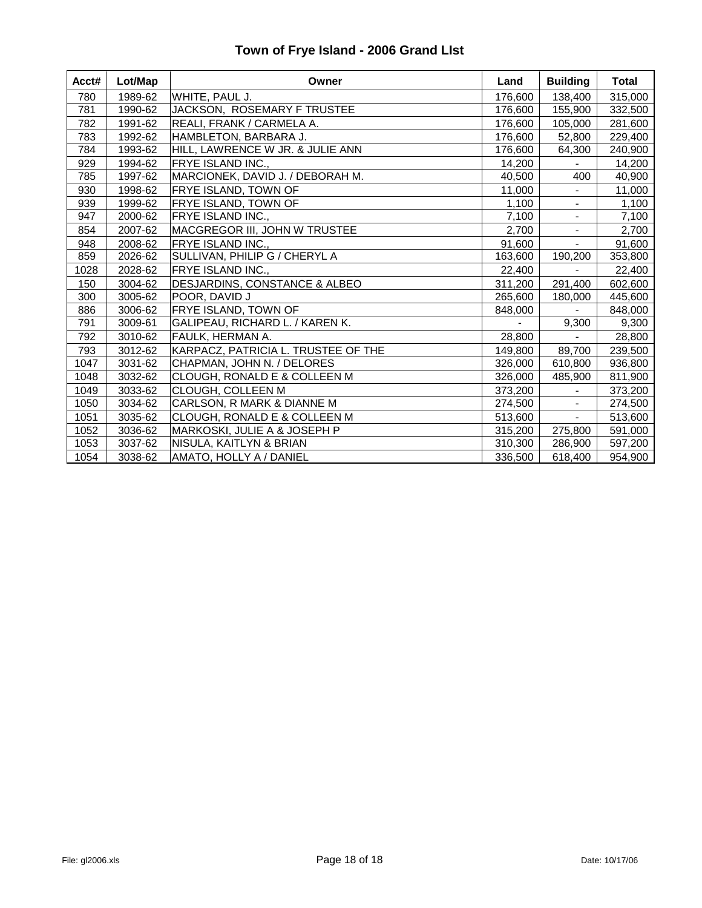# Town of Frye Island - 2006 Grand LIst

| Acct# | Lot/Map | Owner | Land | Building | Total |
|---|---|---|---|---|---|
| 780 | 1989-62 | WHITE, PAUL J. | 176,600 | 138,400 | 315,000 |
| 781 | 1990-62 | JACKSON, ROSEMARY F TRUSTEE | 176,600 | 155,900 | 332,500 |
| 782 | 1991-62 | REALI, FRANK / CARMELA A. | 176,600 | 105,000 | 281,600 |
| 783 | 1992-62 | HAMBLETON, BARBARA J. | 176,600 | 52,800 | 229,400 |
| 784 | 1993-62 | HILL, LAWRENCE W JR. & JULIE ANN | 176,600 | 64,300 | 240,900 |
| 929 | 1994-62 | FRYE ISLAND INC., | 14,200 | - | 14,200 |
| 785 | 1997-62 | MARCIONEK, DAVID J. / DEBORAH M. | 40,500 | 400 | 40,900 |
| 930 | 1998-62 | FRYE ISLAND, TOWN OF | 11,000 | - | 11,000 |
| 939 | 1999-62 | FRYE ISLAND, TOWN OF | 1,100 | - | 1,100 |
| 947 | 2000-62 | FRYE ISLAND INC., | 7,100 | - | 7,100 |
| 854 | 2007-62 | MACGREGOR III, JOHN W TRUSTEE | 2,700 | - | 2,700 |
| 948 | 2008-62 | FRYE ISLAND INC., | 91,600 | - | 91,600 |
| 859 | 2026-62 | SULLIVAN, PHILIP G / CHERYL A | 163,600 | 190,200 | 353,800 |
| 1028 | 2028-62 | FRYE ISLAND INC., | 22,400 | - | 22,400 |
| 150 | 3004-62 | DESJARDINS, CONSTANCE & ALBEO | 311,200 | 291,400 | 602,600 |
| 300 | 3005-62 | POOR, DAVID J | 265,600 | 180,000 | 445,600 |
| 886 | 3006-62 | FRYE ISLAND, TOWN OF | 848,000 | - | 848,000 |
| 791 | 3009-61 | GALIPEAU, RICHARD L. / KAREN K. | - | 9,300 | 9,300 |
| 792 | 3010-62 | FAULK, HERMAN A. | 28,800 | - | 28,800 |
| 793 | 3012-62 | KARPACZ, PATRICIA L. TRUSTEE OF THE | 149,800 | 89,700 | 239,500 |
| 1047 | 3031-62 | CHAPMAN, JOHN N. / DELORES | 326,000 | 610,800 | 936,800 |
| 1048 | 3032-62 | CLOUGH, RONALD E & COLLEEN M | 326,000 | 485,900 | 811,900 |
| 1049 | 3033-62 | CLOUGH, COLLEEN M | 373,200 | - | 373,200 |
| 1050 | 3034-62 | CARLSON, R MARK & DIANNE M | 274,500 | - | 274,500 |
| 1051 | 3035-62 | CLOUGH, RONALD E & COLLEEN M | 513,600 | - | 513,600 |
| 1052 | 3036-62 | MARKOSKI, JULIE A & JOSEPH P | 315,200 | 275,800 | 591,000 |
| 1053 | 3037-62 | NISULA, KAITLYN & BRIAN | 310,300 | 286,900 | 597,200 |
| 1054 | 3038-62 | AMATO, HOLLY A / DANIEL | 336,500 | 618,400 | 954,900 |

File: gl2006.xls

Date: 10/17/06